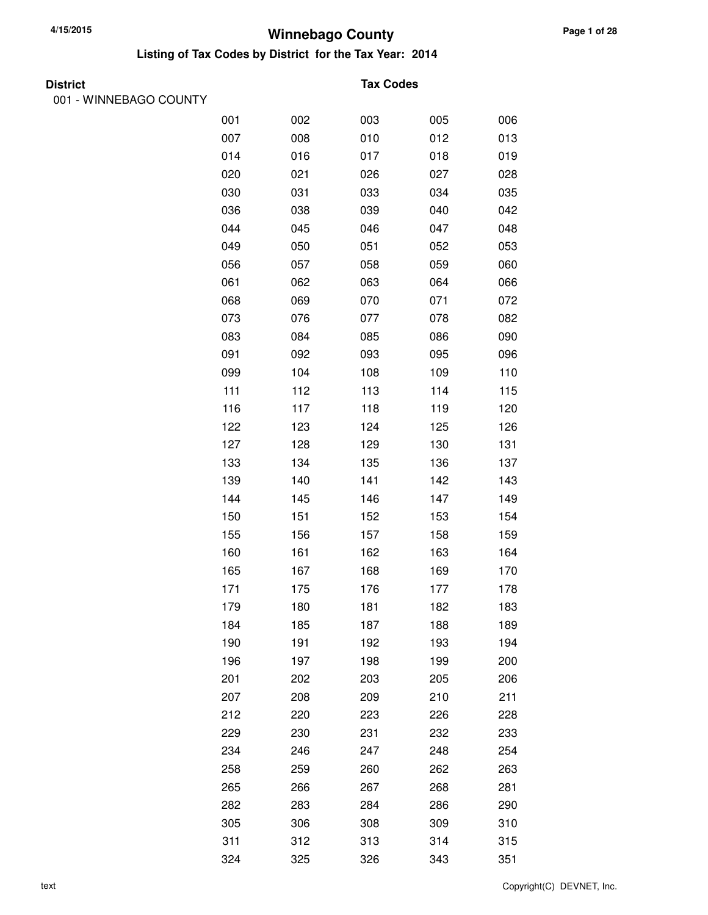# Winnebago County

## Listing of Tax Codes by District for the Tax Year: 2014

**District** **Tax Codes**

001 - WINNEBAGO COUNTY

| | | | | |
|---|---|---|---|---|
| 001 | 002 | 003 | 005 | 006 |
| 007 | 008 | 010 | 012 | 013 |
| 014 | 016 | 017 | 018 | 019 |
| 020 | 021 | 026 | 027 | 028 |
| 030 | 031 | 033 | 034 | 035 |
| 036 | 038 | 039 | 040 | 042 |
| 044 | 045 | 046 | 047 | 048 |
| 049 | 050 | 051 | 052 | 053 |
| 056 | 057 | 058 | 059 | 060 |
| 061 | 062 | 063 | 064 | 066 |
| 068 | 069 | 070 | 071 | 072 |
| 073 | 076 | 077 | 078 | 082 |
| 083 | 084 | 085 | 086 | 090 |
| 091 | 092 | 093 | 095 | 096 |
| 099 | 104 | 108 | 109 | 110 |
| 111 | 112 | 113 | 114 | 115 |
| 116 | 117 | 118 | 119 | 120 |
| 122 | 123 | 124 | 125 | 126 |
| 127 | 128 | 129 | 130 | 131 |
| 133 | 134 | 135 | 136 | 137 |
| 139 | 140 | 141 | 142 | 143 |
| 144 | 145 | 146 | 147 | 149 |
| 150 | 151 | 152 | 153 | 154 |
| 155 | 156 | 157 | 158 | 159 |
| 160 | 161 | 162 | 163 | 164 |
| 165 | 167 | 168 | 169 | 170 |
| 171 | 175 | 176 | 177 | 178 |
| 179 | 180 | 181 | 182 | 183 |
| 184 | 185 | 187 | 188 | 189 |
| 190 | 191 | 192 | 193 | 194 |
| 196 | 197 | 198 | 199 | 200 |
| 201 | 202 | 203 | 205 | 206 |
| 207 | 208 | 209 | 210 | 211 |
| 212 | 220 | 223 | 226 | 228 |
| 229 | 230 | 231 | 232 | 233 |
| 234 | 246 | 247 | 248 | 254 |
| 258 | 259 | 260 | 262 | 263 |
| 265 | 266 | 267 | 268 | 281 |
| 282 | 283 | 284 | 286 | 290 |
| 305 | 306 | 308 | 309 | 310 |
| 311 | 312 | 313 | 314 | 315 |
| 324 | 325 | 326 | 343 | 351 |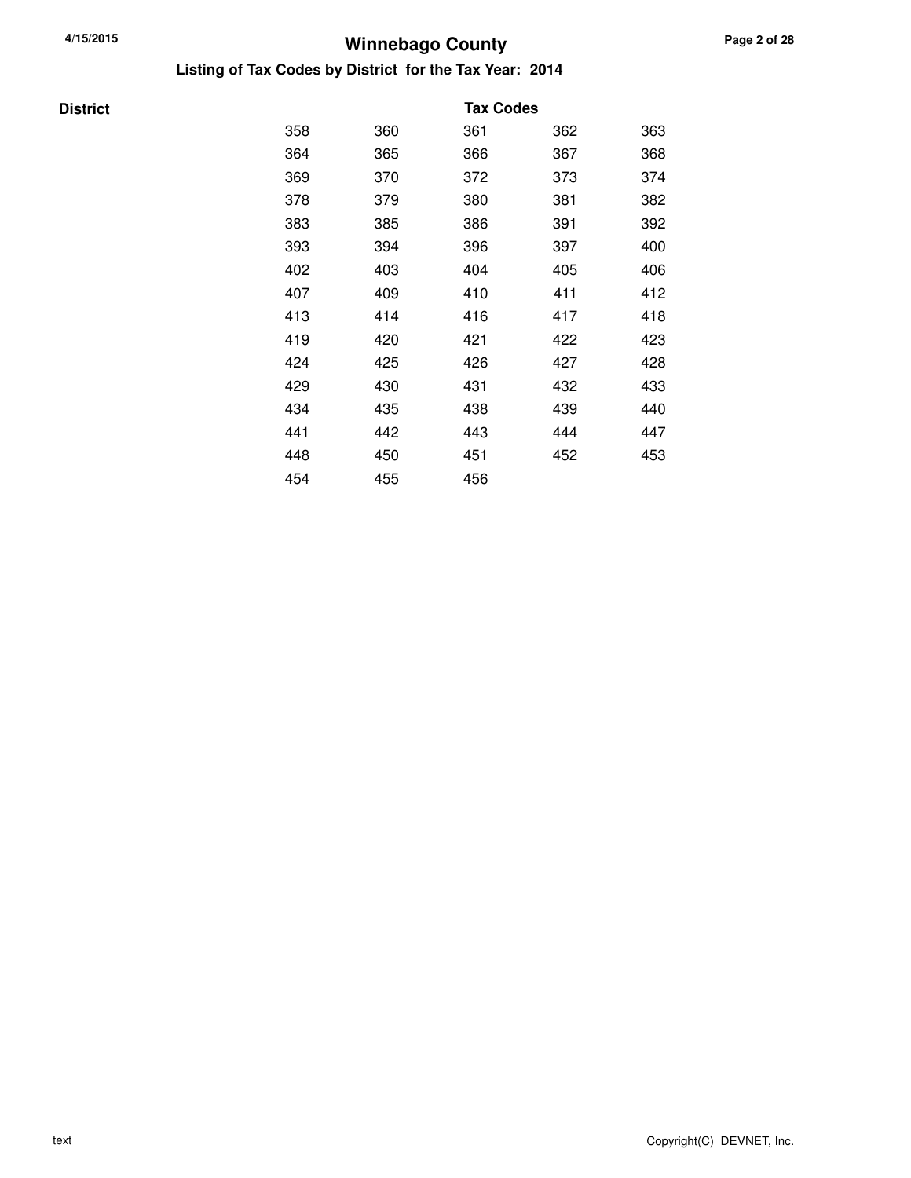# Winnebago County

## Listing of Tax Codes by District for the Tax Year: 2014

| District | Tax Codes | | | | |
|---|---|---|---|---|---|
| | 358 | 360 | 361 | 362 | 363 |
| | 364 | 365 | 366 | 367 | 368 |
| | 369 | 370 | 372 | 373 | 374 |
| | 378 | 379 | 380 | 381 | 382 |
| | 383 | 385 | 386 | 391 | 392 |
| | 393 | 394 | 396 | 397 | 400 |
| | 402 | 403 | 404 | 405 | 406 |
| | 407 | 409 | 410 | 411 | 412 |
| | 413 | 414 | 416 | 417 | 418 |
| | 419 | 420 | 421 | 422 | 423 |
| | 424 | 425 | 426 | 427 | 428 |
| | 429 | 430 | 431 | 432 | 433 |
| | 434 | 435 | 438 | 439 | 440 |
| | 441 | 442 | 443 | 444 | 447 |
| | 448 | 450 | 451 | 452 | 453 |
| | 454 | 455 | 456 | | |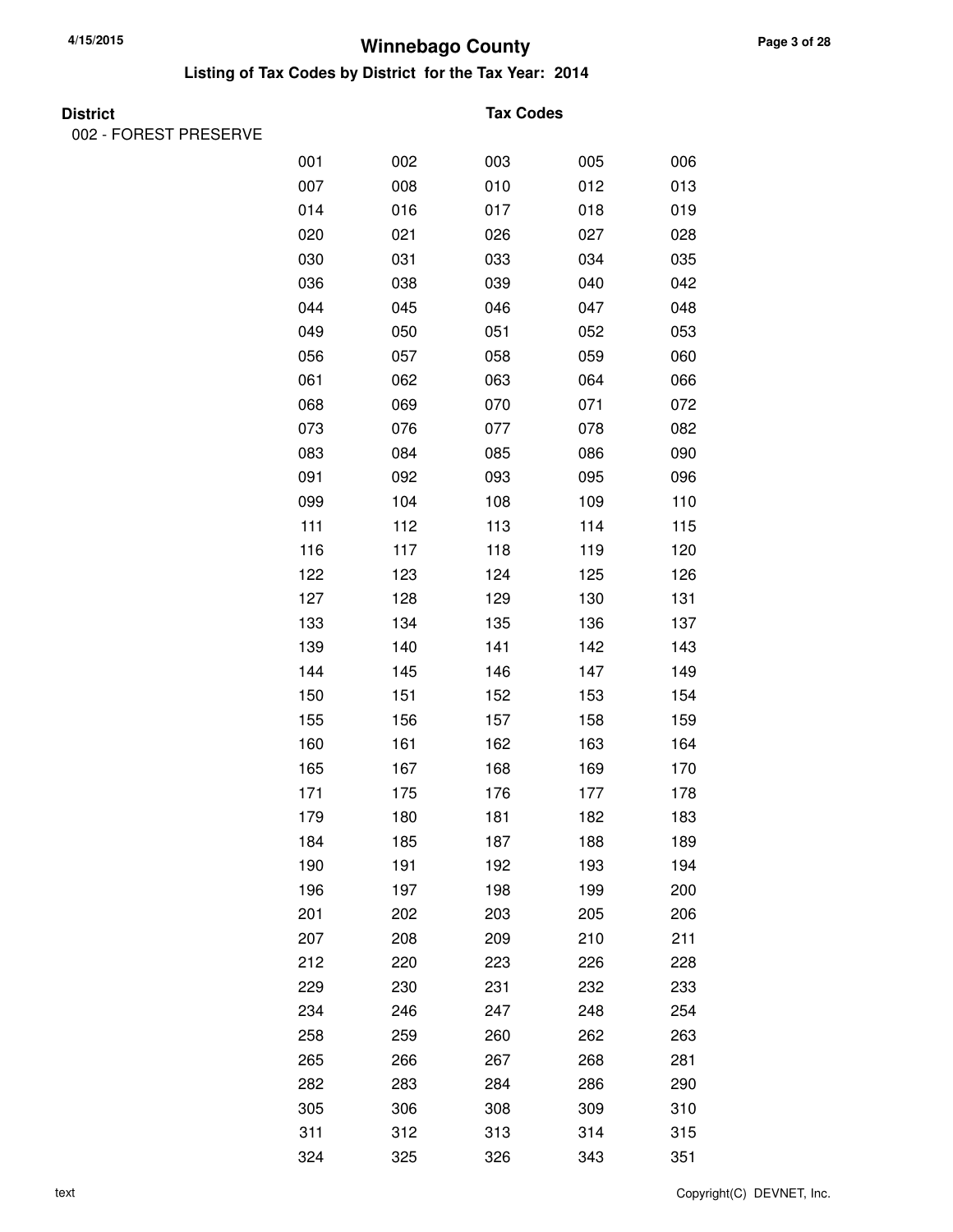# Winnebago County

## Listing of Tax Codes by District for the Tax Year: 2014

**District** | **Tax Codes**

002 - FOREST PRESERVE

| | | | | |
|---|---|---|---|---|
| 001 | 002 | 003 | 005 | 006 |
| 007 | 008 | 010 | 012 | 013 |
| 014 | 016 | 017 | 018 | 019 |
| 020 | 021 | 026 | 027 | 028 |
| 030 | 031 | 033 | 034 | 035 |
| 036 | 038 | 039 | 040 | 042 |
| 044 | 045 | 046 | 047 | 048 |
| 049 | 050 | 051 | 052 | 053 |
| 056 | 057 | 058 | 059 | 060 |
| 061 | 062 | 063 | 064 | 066 |
| 068 | 069 | 070 | 071 | 072 |
| 073 | 076 | 077 | 078 | 082 |
| 083 | 084 | 085 | 086 | 090 |
| 091 | 092 | 093 | 095 | 096 |
| 099 | 104 | 108 | 109 | 110 |
| 111 | 112 | 113 | 114 | 115 |
| 116 | 117 | 118 | 119 | 120 |
| 122 | 123 | 124 | 125 | 126 |
| 127 | 128 | 129 | 130 | 131 |
| 133 | 134 | 135 | 136 | 137 |
| 139 | 140 | 141 | 142 | 143 |
| 144 | 145 | 146 | 147 | 149 |
| 150 | 151 | 152 | 153 | 154 |
| 155 | 156 | 157 | 158 | 159 |
| 160 | 161 | 162 | 163 | 164 |
| 165 | 167 | 168 | 169 | 170 |
| 171 | 175 | 176 | 177 | 178 |
| 179 | 180 | 181 | 182 | 183 |
| 184 | 185 | 187 | 188 | 189 |
| 190 | 191 | 192 | 193 | 194 |
| 196 | 197 | 198 | 199 | 200 |
| 201 | 202 | 203 | 205 | 206 |
| 207 | 208 | 209 | 210 | 211 |
| 212 | 220 | 223 | 226 | 228 |
| 229 | 230 | 231 | 232 | 233 |
| 234 | 246 | 247 | 248 | 254 |
| 258 | 259 | 260 | 262 | 263 |
| 265 | 266 | 267 | 268 | 281 |
| 282 | 283 | 284 | 286 | 290 |
| 305 | 306 | 308 | 309 | 310 |
| 311 | 312 | 313 | 314 | 315 |
| 324 | 325 | 326 | 343 | 351 |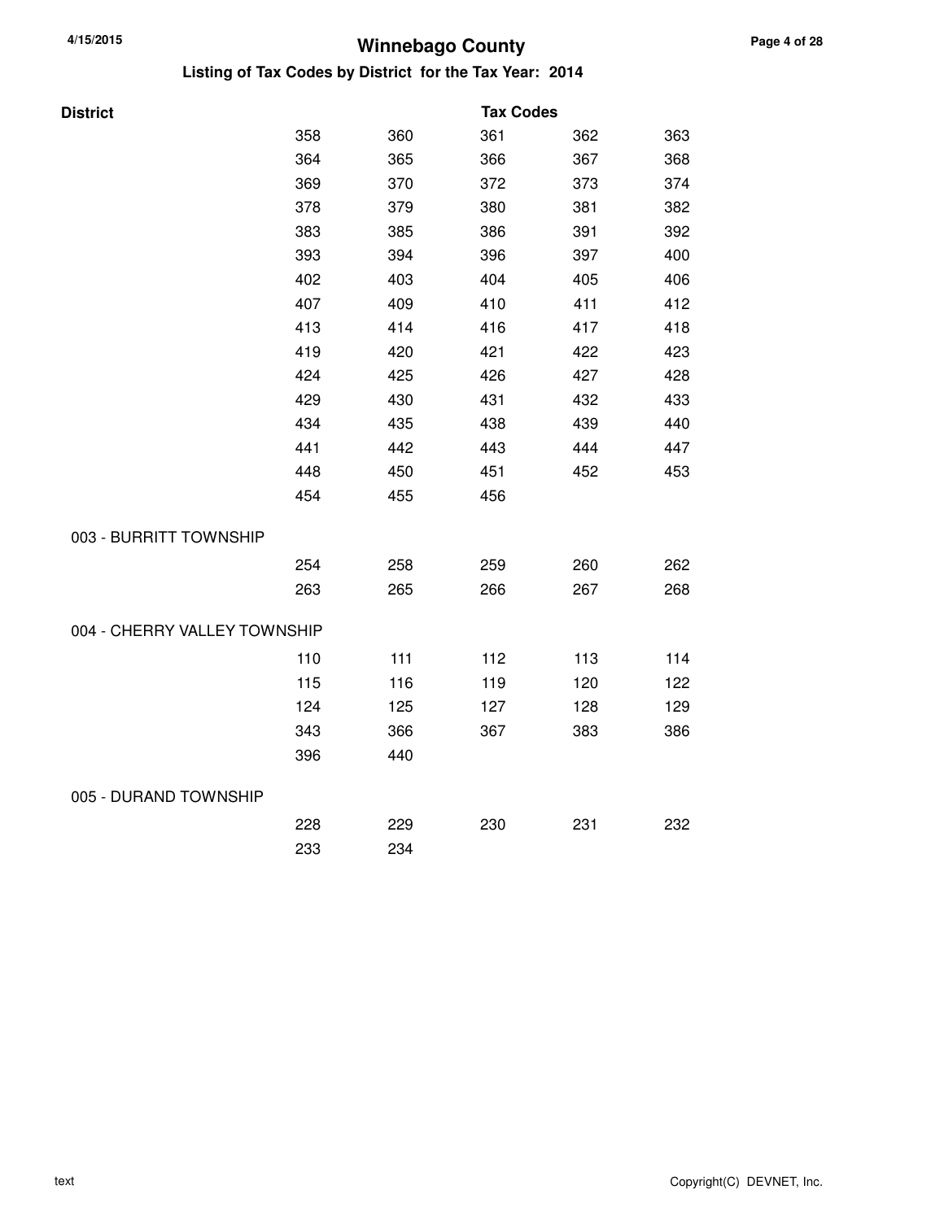# Winnebago County

## Listing of Tax Codes by District for the Tax Year: 2014

| District | Tax Codes | | | | |
|---|---|---|---|---|---|
| | 358 | 360 | 361 | 362 | 363 |
| | 364 | 365 | 366 | 367 | 368 |
| | 369 | 370 | 372 | 373 | 374 |
| | 378 | 379 | 380 | 381 | 382 |
| | 383 | 385 | 386 | 391 | 392 |
| | 393 | 394 | 396 | 397 | 400 |
| | 402 | 403 | 404 | 405 | 406 |
| | 407 | 409 | 410 | 411 | 412 |
| | 413 | 414 | 416 | 417 | 418 |
| | 419 | 420 | 421 | 422 | 423 |
| | 424 | 425 | 426 | 427 | 428 |
| | 429 | 430 | 431 | 432 | 433 |
| | 434 | 435 | 438 | 439 | 440 |
| | 441 | 442 | 443 | 444 | 447 |
| | 448 | 450 | 451 | 452 | 453 |
| | 454 | 455 | 456 | | |
| 003 - BURRITT TOWNSHIP | | | | | |
| | 254 | 258 | 259 | 260 | 262 |
| | 263 | 265 | 266 | 267 | 268 |
| 004 - CHERRY VALLEY TOWNSHIP | | | | | |
| | 110 | 111 | 112 | 113 | 114 |
| | 115 | 116 | 119 | 120 | 122 |
| | 124 | 125 | 127 | 128 | 129 |
| | 343 | 366 | 367 | 383 | 386 |
| | 396 | 440 | | | |
| 005 - DURAND TOWNSHIP | | | | | |
| | 228 | 229 | 230 | 231 | 232 |
| | 233 | 234 | | | |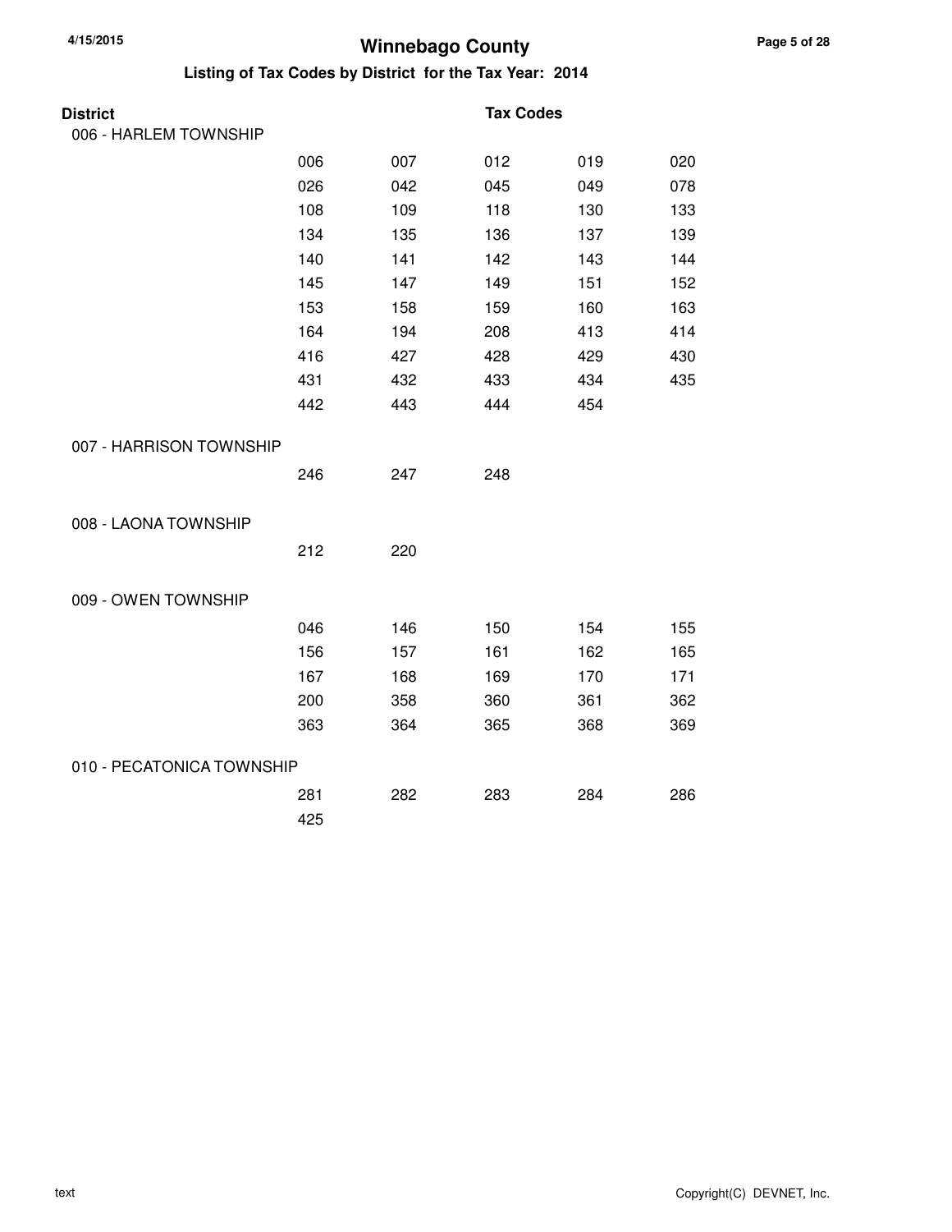# Winnebago County

## Listing of Tax Codes by District for the Tax Year: 2014

| District | Tax Codes | | | | |
|---|---|---|---|---|---|
| 006 - HARLEM TOWNSHIP | | | | | |
| | 006 | 007 | 012 | 019 | 020 |
| | 026 | 042 | 045 | 049 | 078 |
| | 108 | 109 | 118 | 130 | 133 |
| | 134 | 135 | 136 | 137 | 139 |
| | 140 | 141 | 142 | 143 | 144 |
| | 145 | 147 | 149 | 151 | 152 |
| | 153 | 158 | 159 | 160 | 163 |
| | 164 | 194 | 208 | 413 | 414 |
| | 416 | 427 | 428 | 429 | 430 |
| | 431 | 432 | 433 | 434 | 435 |
| | 442 | 443 | 444 | 454 | |
| 007 - HARRISON TOWNSHIP | | | | | |
| | 246 | 247 | 248 | | |
| 008 - LAONA TOWNSHIP | | | | | |
| | 212 | 220 | | | |
| 009 - OWEN TOWNSHIP | | | | | |
| | 046 | 146 | 150 | 154 | 155 |
| | 156 | 157 | 161 | 162 | 165 |
| | 167 | 168 | 169 | 170 | 171 |
| | 200 | 358 | 360 | 361 | 362 |
| | 363 | 364 | 365 | 368 | 369 |
| 010 - PECATONICA TOWNSHIP | | | | | |
| | 281 | 282 | 283 | 284 | 286 |
| | 425 | | | | |

text

Copyright(C) DEVNET, Inc.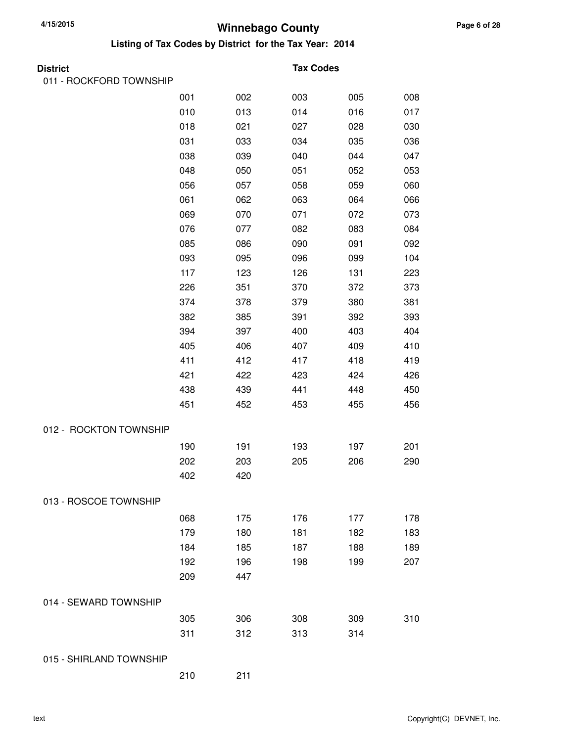# Winnebago County

## Listing of Tax Codes by District for the Tax Year: 2014

| District | Tax Codes | | | | |
|---|---|---|---|---|---|
| 011 - ROCKFORD TOWNSHIP | | | | | |
| | 001 | 002 | 003 | 005 | 008 |
| | 010 | 013 | 014 | 016 | 017 |
| | 018 | 021 | 027 | 028 | 030 |
| | 031 | 033 | 034 | 035 | 036 |
| | 038 | 039 | 040 | 044 | 047 |
| | 048 | 050 | 051 | 052 | 053 |
| | 056 | 057 | 058 | 059 | 060 |
| | 061 | 062 | 063 | 064 | 066 |
| | 069 | 070 | 071 | 072 | 073 |
| | 076 | 077 | 082 | 083 | 084 |
| | 085 | 086 | 090 | 091 | 092 |
| | 093 | 095 | 096 | 099 | 104 |
| | 117 | 123 | 126 | 131 | 223 |
| | 226 | 351 | 370 | 372 | 373 |
| | 374 | 378 | 379 | 380 | 381 |
| | 382 | 385 | 391 | 392 | 393 |
| | 394 | 397 | 400 | 403 | 404 |
| | 405 | 406 | 407 | 409 | 410 |
| | 411 | 412 | 417 | 418 | 419 |
| | 421 | 422 | 423 | 424 | 426 |
| | 438 | 439 | 441 | 448 | 450 |
| | 451 | 452 | 453 | 455 | 456 |
| 012 - ROCKTON TOWNSHIP | | | | | |
| | 190 | 191 | 193 | 197 | 201 |
| | 202 | 203 | 205 | 206 | 290 |
| | 402 | 420 | | | |
| 013 - ROSCOE TOWNSHIP | | | | | |
| | 068 | 175 | 176 | 177 | 178 |
| | 179 | 180 | 181 | 182 | 183 |
| | 184 | 185 | 187 | 188 | 189 |
| | 192 | 196 | 198 | 199 | 207 |
| | 209 | 447 | | | |
| 014 - SEWARD TOWNSHIP | | | | | |
| | 305 | 306 | 308 | 309 | 310 |
| | 311 | 312 | 313 | 314 | |
| 015 - SHIRLAND TOWNSHIP | | | | | |
| | 210 | 211 | | | |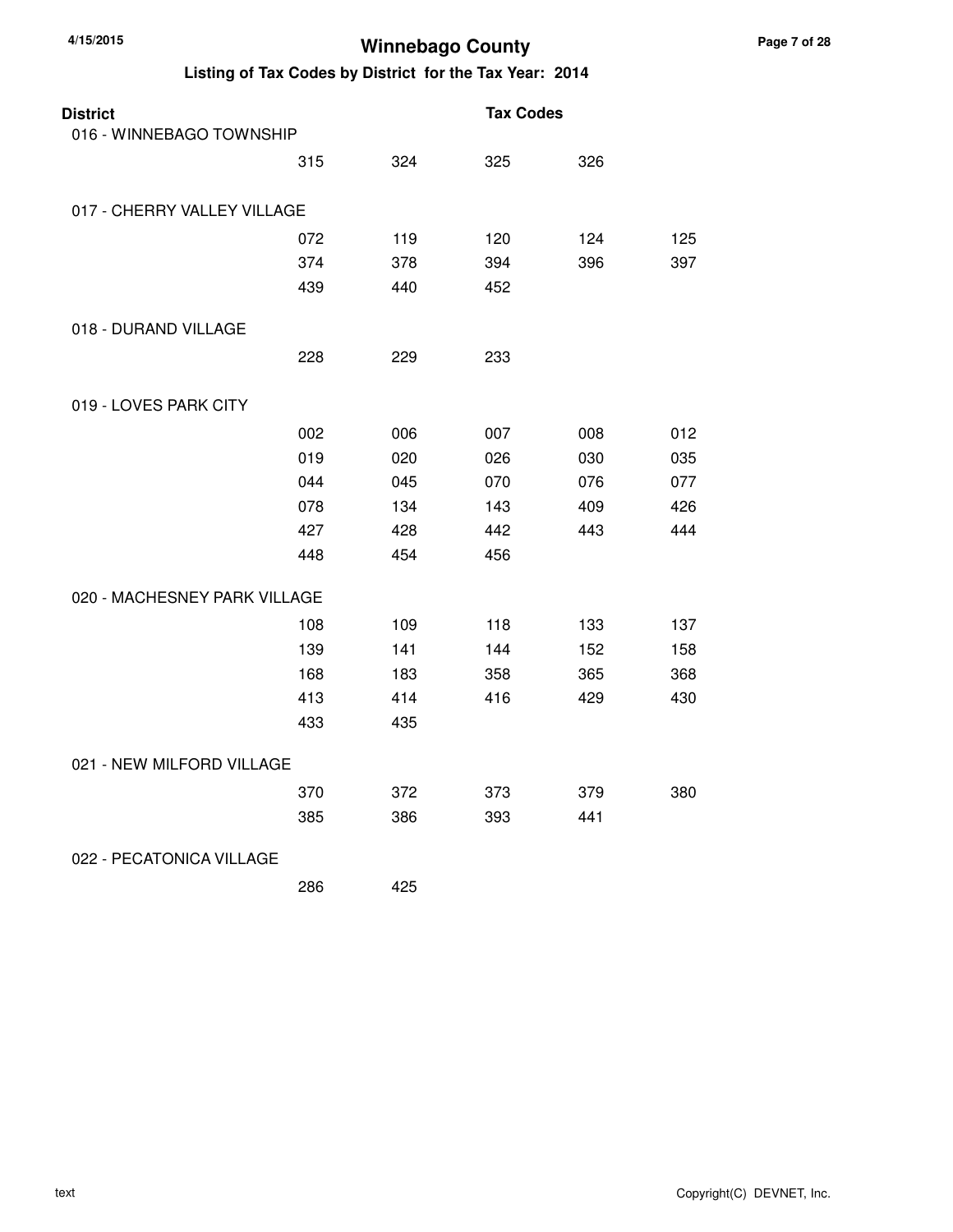# Winnebago County

## Listing of Tax Codes by District for the Tax Year: 2014

| District | Tax Codes | | | | |
|---|---|---|---|---|---|
| 016 - WINNEBAGO TOWNSHIP | | | | | |
| | 315 | 324 | 325 | 326 | |
| 017 - CHERRY VALLEY VILLAGE | | | | | |
| | 072 | 119 | 120 | 124 | 125 |
| | 374 | 378 | 394 | 396 | 397 |
| | 439 | 440 | 452 | | |
| 018 - DURAND VILLAGE | | | | | |
| | 228 | 229 | 233 | | |
| 019 - LOVES PARK CITY | | | | | |
| | 002 | 006 | 007 | 008 | 012 |
| | 019 | 020 | 026 | 030 | 035 |
| | 044 | 045 | 070 | 076 | 077 |
| | 078 | 134 | 143 | 409 | 426 |
| | 427 | 428 | 442 | 443 | 444 |
| | 448 | 454 | 456 | | |
| 020 - MACHESNEY PARK VILLAGE | | | | | |
| | 108 | 109 | 118 | 133 | 137 |
| | 139 | 141 | 144 | 152 | 158 |
| | 168 | 183 | 358 | 365 | 368 |
| | 413 | 414 | 416 | 429 | 430 |
| | 433 | 435 | | | |
| 021 - NEW MILFORD VILLAGE | | | | | |
| | 370 | 372 | 373 | 379 | 380 |
| | 385 | 386 | 393 | 441 | |
| 022 - PECATONICA VILLAGE | | | | | |
| | 286 | 425 | | | |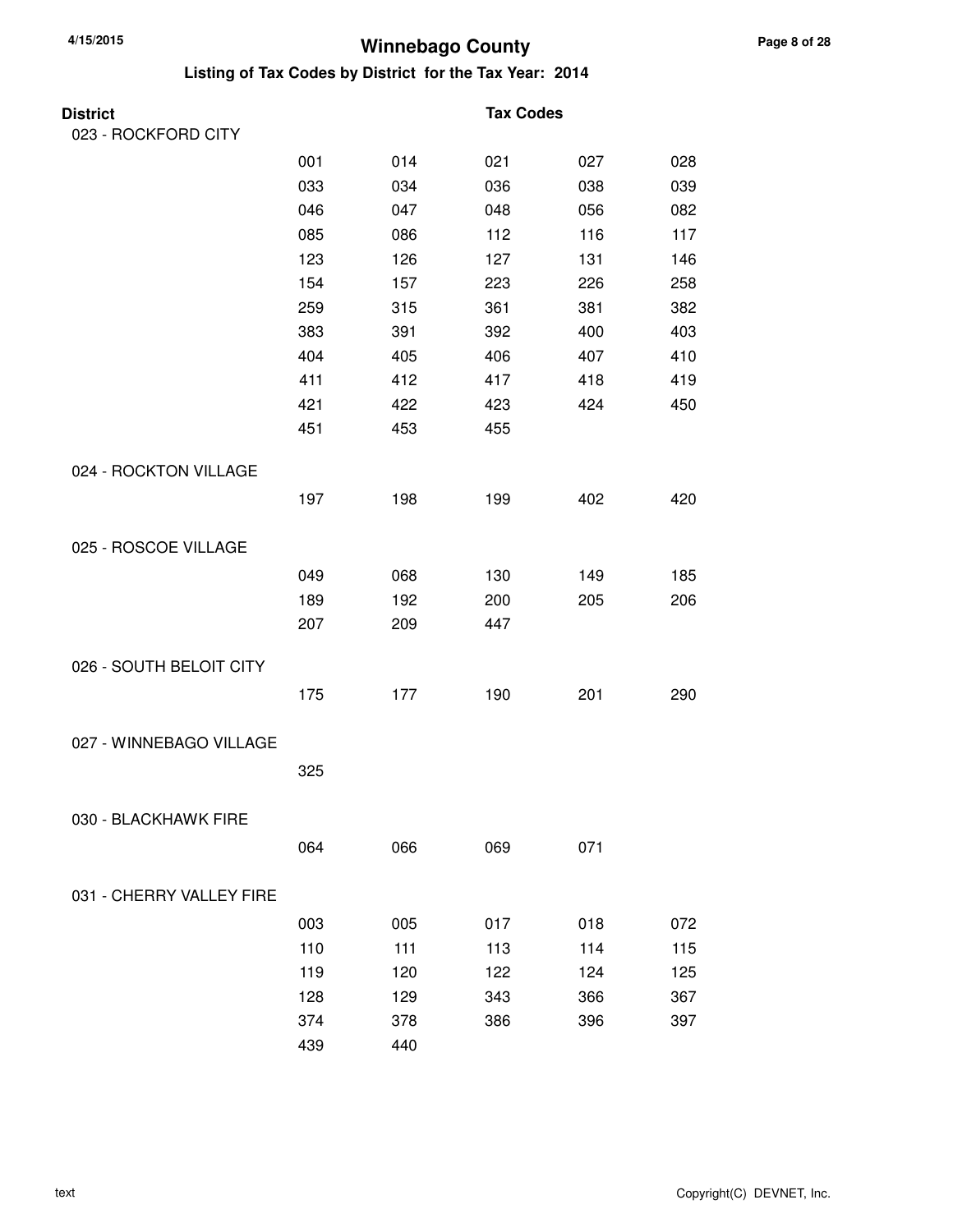# Winnebago County

## Listing of Tax Codes by District for the Tax Year: 2014

| District | Tax Codes | | | | |
|---|---|---|---|---|---|
| 023 - ROCKFORD CITY | | | | | |
| | 001 | 014 | 021 | 027 | 028 |
| | 033 | 034 | 036 | 038 | 039 |
| | 046 | 047 | 048 | 056 | 082 |
| | 085 | 086 | 112 | 116 | 117 |
| | 123 | 126 | 127 | 131 | 146 |
| | 154 | 157 | 223 | 226 | 258 |
| | 259 | 315 | 361 | 381 | 382 |
| | 383 | 391 | 392 | 400 | 403 |
| | 404 | 405 | 406 | 407 | 410 |
| | 411 | 412 | 417 | 418 | 419 |
| | 421 | 422 | 423 | 424 | 450 |
| | 451 | 453 | 455 | | |
| 024 - ROCKTON VILLAGE | | | | | |
| | 197 | 198 | 199 | 402 | 420 |
| 025 - ROSCOE VILLAGE | | | | | |
| | 049 | 068 | 130 | 149 | 185 |
| | 189 | 192 | 200 | 205 | 206 |
| | 207 | 209 | 447 | | |
| 026 - SOUTH BELOIT CITY | | | | | |
| | 175 | 177 | 190 | 201 | 290 |
| 027 - WINNEBAGO VILLAGE | | | | | |
| | 325 | | | | |
| 030 - BLACKHAWK FIRE | | | | | |
| | 064 | 066 | 069 | 071 | |
| 031 - CHERRY VALLEY FIRE | | | | | |
| | 003 | 005 | 017 | 018 | 072 |
| | 110 | 111 | 113 | 114 | 115 |
| | 119 | 120 | 122 | 124 | 125 |
| | 128 | 129 | 343 | 366 | 367 |
| | 374 | 378 | 386 | 396 | 397 |
| | 439 | 440 | | | |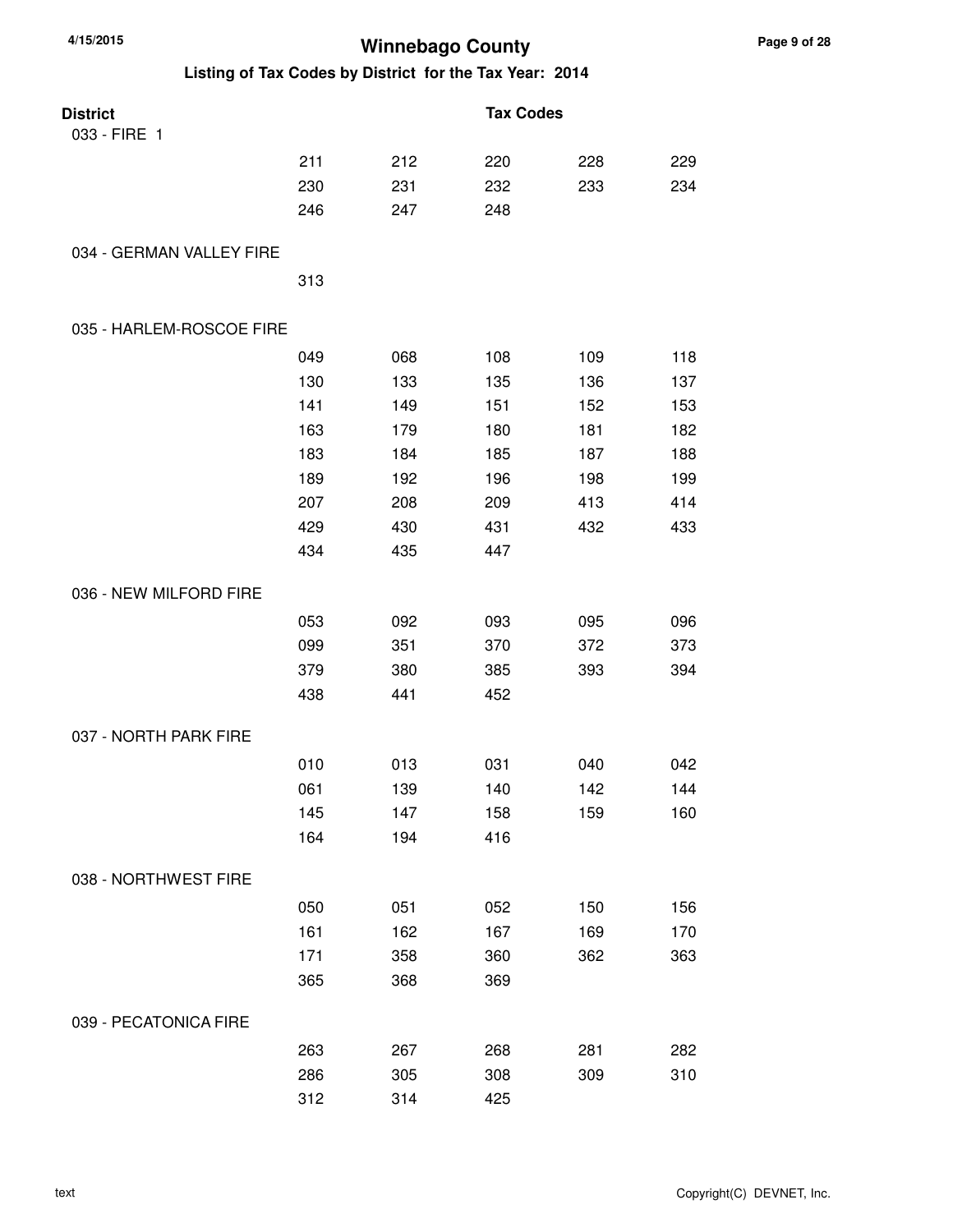# Winnebago County

## Listing of Tax Codes by District for the Tax Year: 2014

| District | Tax Codes | | | | |
|---|---|---|---|---|---|
| 033 - FIRE 1 | | | | | |
| | 211 | 212 | 220 | 228 | 229 |
| | 230 | 231 | 232 | 233 | 234 |
| | 246 | 247 | 248 | | |
| 034 - GERMAN VALLEY FIRE | | | | | |
| | 313 | | | | |
| 035 - HARLEM-ROSCOE FIRE | | | | | |
| | 049 | 068 | 108 | 109 | 118 |
| | 130 | 133 | 135 | 136 | 137 |
| | 141 | 149 | 151 | 152 | 153 |
| | 163 | 179 | 180 | 181 | 182 |
| | 183 | 184 | 185 | 187 | 188 |
| | 189 | 192 | 196 | 198 | 199 |
| | 207 | 208 | 209 | 413 | 414 |
| | 429 | 430 | 431 | 432 | 433 |
| | 434 | 435 | 447 | | |
| 036 - NEW MILFORD FIRE | | | | | |
| | 053 | 092 | 093 | 095 | 096 |
| | 099 | 351 | 370 | 372 | 373 |
| | 379 | 380 | 385 | 393 | 394 |
| | 438 | 441 | 452 | | |
| 037 - NORTH PARK FIRE | | | | | |
| | 010 | 013 | 031 | 040 | 042 |
| | 061 | 139 | 140 | 142 | 144 |
| | 145 | 147 | 158 | 159 | 160 |
| | 164 | 194 | 416 | | |
| 038 - NORTHWEST FIRE | | | | | |
| | 050 | 051 | 052 | 150 | 156 |
| | 161 | 162 | 167 | 169 | 170 |
| | 171 | 358 | 360 | 362 | 363 |
| | 365 | 368 | 369 | | |
| 039 - PECATONICA FIRE | | | | | |
| | 263 | 267 | 268 | 281 | 282 |
| | 286 | 305 | 308 | 309 | 310 |
| | 312 | 314 | 425 | | |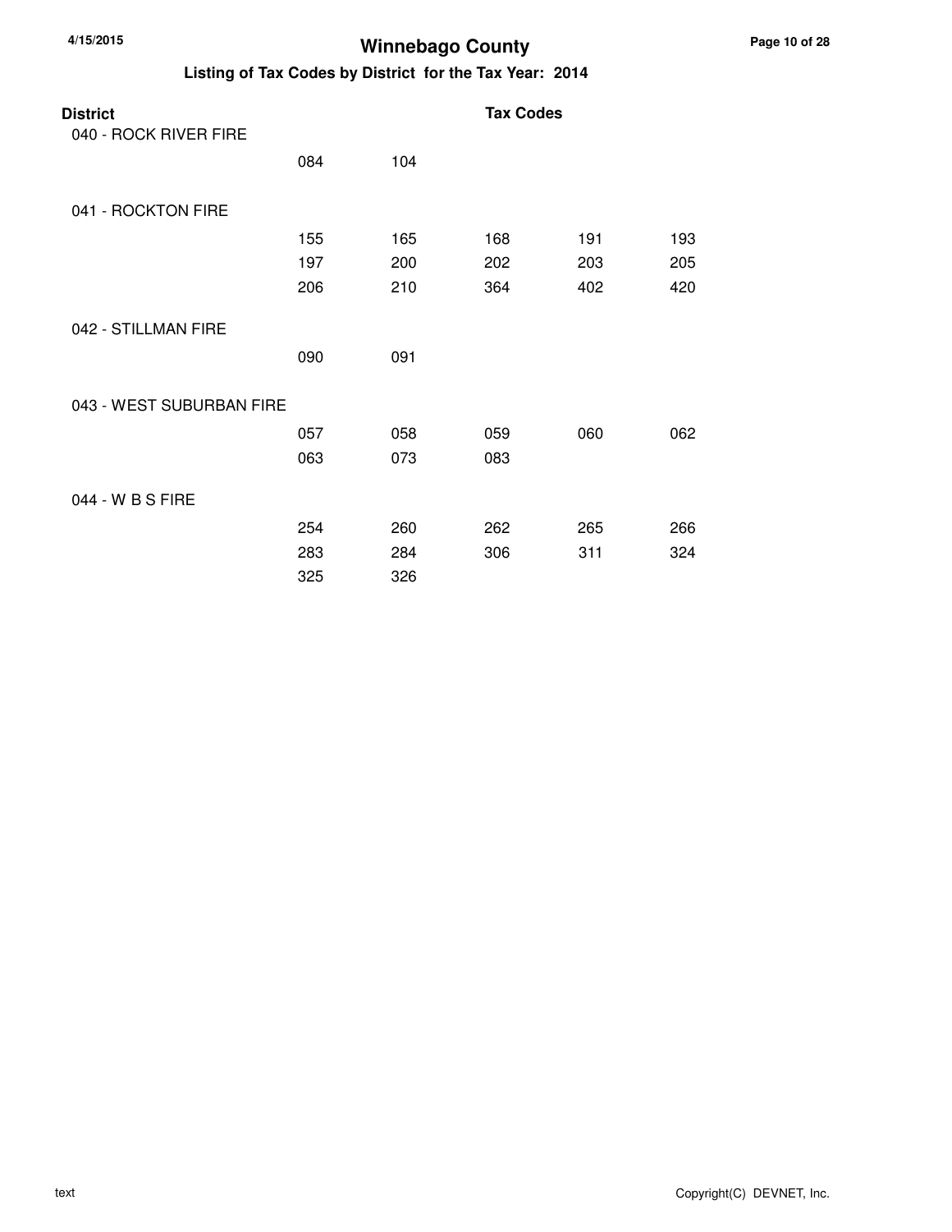# Winnebago County

## Listing of Tax Codes by District for the Tax Year: 2014

| District | Tax Codes | | | | |
|---|---|---|---|---|---|
| 040 - ROCK RIVER FIRE | | | | | |
| | 084 | 104 | | | |
| 041 - ROCKTON FIRE | | | | | |
| | 155 | 165 | 168 | 191 | 193 |
| | 197 | 200 | 202 | 203 | 205 |
| | 206 | 210 | 364 | 402 | 420 |
| 042 - STILLMAN FIRE | | | | | |
| | 090 | 091 | | | |
| 043 - WEST SUBURBAN FIRE | | | | | |
| | 057 | 058 | 059 | 060 | 062 |
| | 063 | 073 | 083 | | |
| 044 - W B S FIRE | | | | | |
| | 254 | 260 | 262 | 265 | 266 |
| | 283 | 284 | 306 | 311 | 324 |
| | 325 | 326 | | | |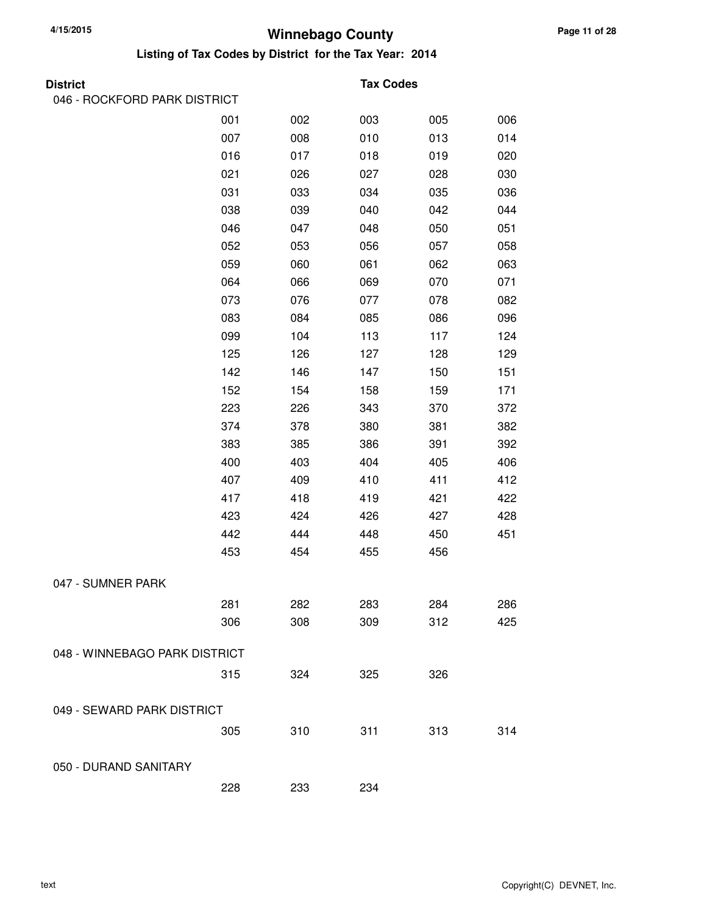# Winnebago County

## Listing of Tax Codes by District for the Tax Year: 2014

**District** | **Tax Codes**

### 046 - ROCKFORD PARK DISTRICT

| | | | | |
|---|---|---|---|---|
| 001 | 002 | 003 | 005 | 006 |
| 007 | 008 | 010 | 013 | 014 |
| 016 | 017 | 018 | 019 | 020 |
| 021 | 026 | 027 | 028 | 030 |
| 031 | 033 | 034 | 035 | 036 |
| 038 | 039 | 040 | 042 | 044 |
| 046 | 047 | 048 | 050 | 051 |
| 052 | 053 | 056 | 057 | 058 |
| 059 | 060 | 061 | 062 | 063 |
| 064 | 066 | 069 | 070 | 071 |
| 073 | 076 | 077 | 078 | 082 |
| 083 | 084 | 085 | 086 | 096 |
| 099 | 104 | 113 | 117 | 124 |
| 125 | 126 | 127 | 128 | 129 |
| 142 | 146 | 147 | 150 | 151 |
| 152 | 154 | 158 | 159 | 171 |
| 223 | 226 | 343 | 370 | 372 |
| 374 | 378 | 380 | 381 | 382 |
| 383 | 385 | 386 | 391 | 392 |
| 400 | 403 | 404 | 405 | 406 |
| 407 | 409 | 410 | 411 | 412 |
| 417 | 418 | 419 | 421 | 422 |
| 423 | 424 | 426 | 427 | 428 |
| 442 | 444 | 448 | 450 | 451 |
| 453 | 454 | 455 | 456 | |

### 047 - SUMNER PARK

| | | | | |
|---|---|---|---|---|
| 281 | 282 | 283 | 284 | 286 |
| 306 | 308 | 309 | 312 | 425 |

### 048 - WINNEBAGO PARK DISTRICT

| | | | |
|---|---|---|---|
| 315 | 324 | 325 | 326 |

### 049 - SEWARD PARK DISTRICT

| | | | | |
|---|---|---|---|---|
| 305 | 310 | 311 | 313 | 314 |

### 050 - DURAND SANITARY

| | | |
|---|---|---|
| 228 | 233 | 234 |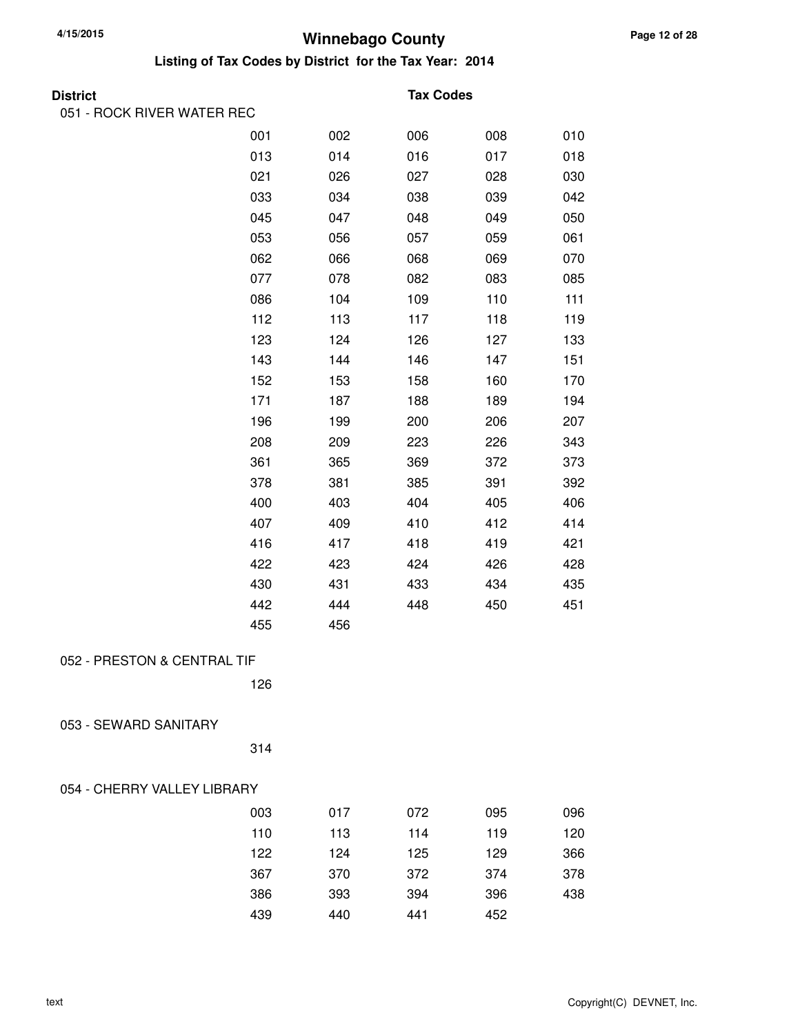# Winnebago County

## Listing of Tax Codes by District for the Tax Year: 2014

**District** **Tax Codes**

### 051 - ROCK RIVER WATER REC

| | | | | |
|---|---|---|---|---|
| 001 | 002 | 006 | 008 | 010 |
| 013 | 014 | 016 | 017 | 018 |
| 021 | 026 | 027 | 028 | 030 |
| 033 | 034 | 038 | 039 | 042 |
| 045 | 047 | 048 | 049 | 050 |
| 053 | 056 | 057 | 059 | 061 |
| 062 | 066 | 068 | 069 | 070 |
| 077 | 078 | 082 | 083 | 085 |
| 086 | 104 | 109 | 110 | 111 |
| 112 | 113 | 117 | 118 | 119 |
| 123 | 124 | 126 | 127 | 133 |
| 143 | 144 | 146 | 147 | 151 |
| 152 | 153 | 158 | 160 | 170 |
| 171 | 187 | 188 | 189 | 194 |
| 196 | 199 | 200 | 206 | 207 |
| 208 | 209 | 223 | 226 | 343 |
| 361 | 365 | 369 | 372 | 373 |
| 378 | 381 | 385 | 391 | 392 |
| 400 | 403 | 404 | 405 | 406 |
| 407 | 409 | 410 | 412 | 414 |
| 416 | 417 | 418 | 419 | 421 |
| 422 | 423 | 424 | 426 | 428 |
| 430 | 431 | 433 | 434 | 435 |
| 442 | 444 | 448 | 450 | 451 |
| 455 | 456 | | | |

### 052 - PRESTON & CENTRAL TIF

| | | | | |
|---|---|---|---|---|
| 126 | | | | |

### 053 - SEWARD SANITARY

| | | | | |
|---|---|---|---|---|
| 314 | | | | |

### 054 - CHERRY VALLEY LIBRARY

| | | | | |
|---|---|---|---|---|
| 003 | 017 | 072 | 095 | 096 |
| 110 | 113 | 114 | 119 | 120 |
| 122 | 124 | 125 | 129 | 366 |
| 367 | 370 | 372 | 374 | 378 |
| 386 | 393 | 394 | 396 | 438 |
| 439 | 440 | 441 | 452 | |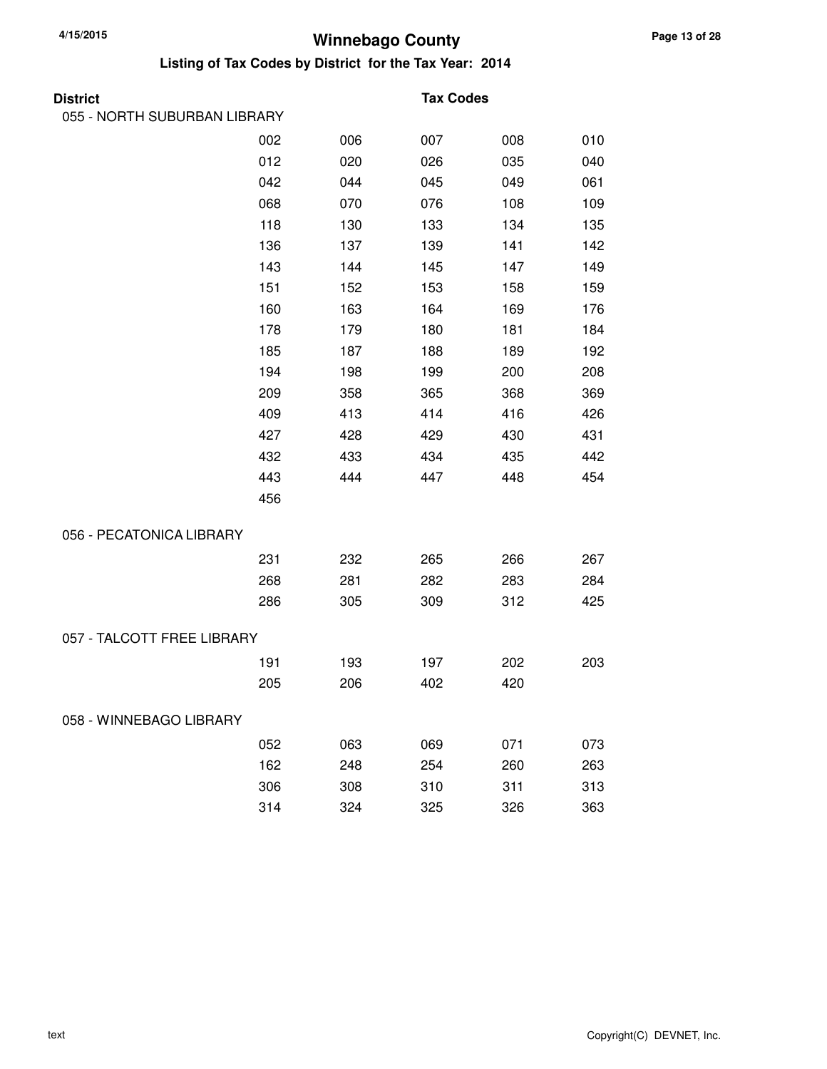# Winnebago County

## Listing of Tax Codes by District for the Tax Year: 2014

| District | Tax Codes | | | | |
|---|---|---|---|---|---|
| 055 - NORTH SUBURBAN LIBRARY | | | | | |
| | 002 | 006 | 007 | 008 | 010 |
| | 012 | 020 | 026 | 035 | 040 |
| | 042 | 044 | 045 | 049 | 061 |
| | 068 | 070 | 076 | 108 | 109 |
| | 118 | 130 | 133 | 134 | 135 |
| | 136 | 137 | 139 | 141 | 142 |
| | 143 | 144 | 145 | 147 | 149 |
| | 151 | 152 | 153 | 158 | 159 |
| | 160 | 163 | 164 | 169 | 176 |
| | 178 | 179 | 180 | 181 | 184 |
| | 185 | 187 | 188 | 189 | 192 |
| | 194 | 198 | 199 | 200 | 208 |
| | 209 | 358 | 365 | 368 | 369 |
| | 409 | 413 | 414 | 416 | 426 |
| | 427 | 428 | 429 | 430 | 431 |
| | 432 | 433 | 434 | 435 | 442 |
| | 443 | 444 | 447 | 448 | 454 |
| | 456 | | | | |
| 056 - PECATONICA LIBRARY | | | | | |
| | 231 | 232 | 265 | 266 | 267 |
| | 268 | 281 | 282 | 283 | 284 |
| | 286 | 305 | 309 | 312 | 425 |
| 057 - TALCOTT FREE LIBRARY | | | | | |
| | 191 | 193 | 197 | 202 | 203 |
| | 205 | 206 | 402 | 420 | |
| 058 - WINNEBAGO LIBRARY | | | | | |
| | 052 | 063 | 069 | 071 | 073 |
| | 162 | 248 | 254 | 260 | 263 |
| | 306 | 308 | 310 | 311 | 313 |
| | 314 | 324 | 325 | 326 | 363 |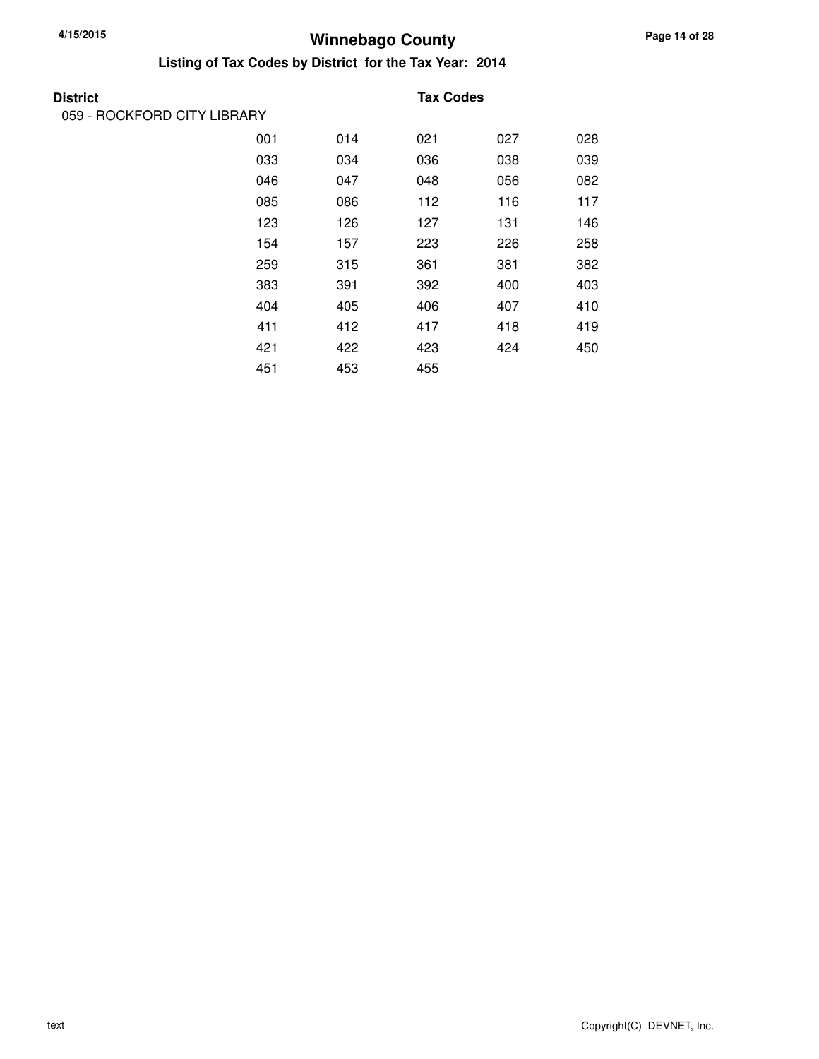# Winnebago County

## Listing of Tax Codes by District for the Tax Year: 2014

| District | Tax Codes | | | | |
|---|---|---|---|---|---|
| 059 - ROCKFORD CITY LIBRARY | | | | | |
| | 001 | 014 | 021 | 027 | 028 |
| | 033 | 034 | 036 | 038 | 039 |
| | 046 | 047 | 048 | 056 | 082 |
| | 085 | 086 | 112 | 116 | 117 |
| | 123 | 126 | 127 | 131 | 146 |
| | 154 | 157 | 223 | 226 | 258 |
| | 259 | 315 | 361 | 381 | 382 |
| | 383 | 391 | 392 | 400 | 403 |
| | 404 | 405 | 406 | 407 | 410 |
| | 411 | 412 | 417 | 418 | 419 |
| | 421 | 422 | 423 | 424 | 450 |
| | 451 | 453 | 455 | | |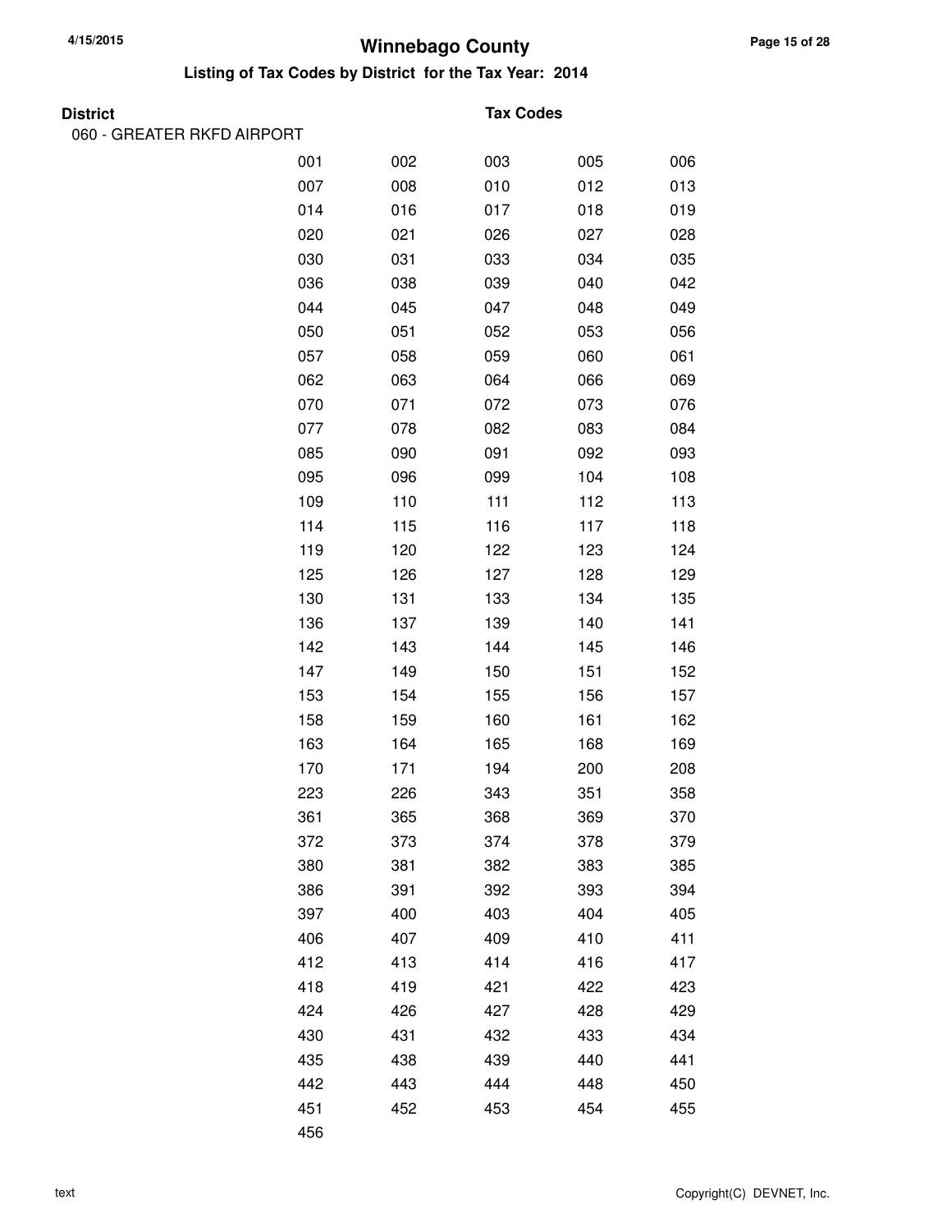# Winnebago County

## Listing of Tax Codes by District for the Tax Year: 2014

**District** | **Tax Codes**

060 - GREATER RKFD AIRPORT

| | | | | |
|---|---|---|---|---|
| 001 | 002 | 003 | 005 | 006 |
| 007 | 008 | 010 | 012 | 013 |
| 014 | 016 | 017 | 018 | 019 |
| 020 | 021 | 026 | 027 | 028 |
| 030 | 031 | 033 | 034 | 035 |
| 036 | 038 | 039 | 040 | 042 |
| 044 | 045 | 047 | 048 | 049 |
| 050 | 051 | 052 | 053 | 056 |
| 057 | 058 | 059 | 060 | 061 |
| 062 | 063 | 064 | 066 | 069 |
| 070 | 071 | 072 | 073 | 076 |
| 077 | 078 | 082 | 083 | 084 |
| 085 | 090 | 091 | 092 | 093 |
| 095 | 096 | 099 | 104 | 108 |
| 109 | 110 | 111 | 112 | 113 |
| 114 | 115 | 116 | 117 | 118 |
| 119 | 120 | 122 | 123 | 124 |
| 125 | 126 | 127 | 128 | 129 |
| 130 | 131 | 133 | 134 | 135 |
| 136 | 137 | 139 | 140 | 141 |
| 142 | 143 | 144 | 145 | 146 |
| 147 | 149 | 150 | 151 | 152 |
| 153 | 154 | 155 | 156 | 157 |
| 158 | 159 | 160 | 161 | 162 |
| 163 | 164 | 165 | 168 | 169 |
| 170 | 171 | 194 | 200 | 208 |
| 223 | 226 | 343 | 351 | 358 |
| 361 | 365 | 368 | 369 | 370 |
| 372 | 373 | 374 | 378 | 379 |
| 380 | 381 | 382 | 383 | 385 |
| 386 | 391 | 392 | 393 | 394 |
| 397 | 400 | 403 | 404 | 405 |
| 406 | 407 | 409 | 410 | 411 |
| 412 | 413 | 414 | 416 | 417 |
| 418 | 419 | 421 | 422 | 423 |
| 424 | 426 | 427 | 428 | 429 |
| 430 | 431 | 432 | 433 | 434 |
| 435 | 438 | 439 | 440 | 441 |
| 442 | 443 | 444 | 448 | 450 |
| 451 | 452 | 453 | 454 | 455 |
| 456 | | | | |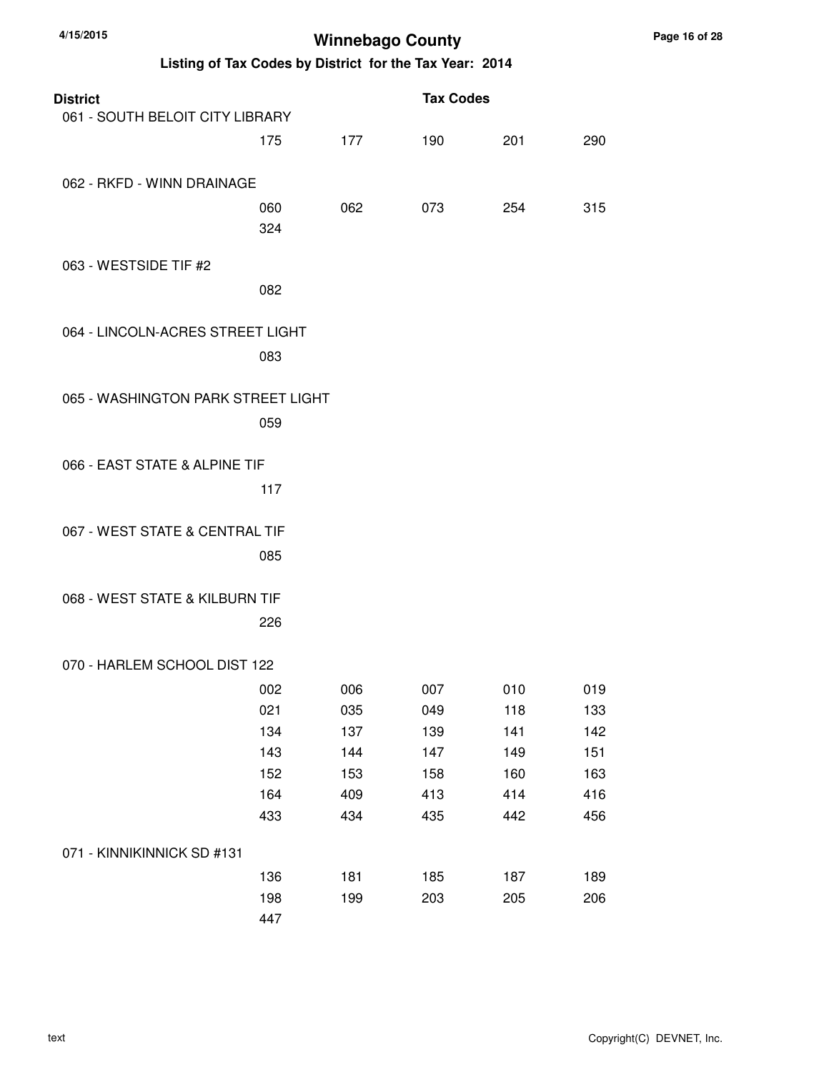# Winnebago County

## Listing of Tax Codes by District for the Tax Year: 2014

| District | Tax Codes | | | | |
|---|---|---|---|---|---|
| 061 - SOUTH BELOIT CITY LIBRARY | | | | | |
| | 175 | 177 | 190 | 201 | 290 |
| 062 - RKFD - WINN DRAINAGE | | | | | |
| | 060 | 062 | 073 | 254 | 315 |
| | 324 | | | | |
| 063 - WESTSIDE TIF #2 | | | | | |
| | 082 | | | | |
| 064 - LINCOLN-ACRES STREET LIGHT | | | | | |
| | 083 | | | | |
| 065 - WASHINGTON PARK STREET LIGHT | | | | | |
| | 059 | | | | |
| 066 - EAST STATE & ALPINE TIF | | | | | |
| | 117 | | | | |
| 067 - WEST STATE & CENTRAL TIF | | | | | |
| | 085 | | | | |
| 068 - WEST STATE & KILBURN TIF | | | | | |
| | 226 | | | | |
| 070 - HARLEM SCHOOL DIST 122 | | | | | |
| | 002 | 006 | 007 | 010 | 019 |
| | 021 | 035 | 049 | 118 | 133 |
| | 134 | 137 | 139 | 141 | 142 |
| | 143 | 144 | 147 | 149 | 151 |
| | 152 | 153 | 158 | 160 | 163 |
| | 164 | 409 | 413 | 414 | 416 |
| | 433 | 434 | 435 | 442 | 456 |
| 071 - KINNIKINNICK SD #131 | | | | | |
| | 136 | 181 | 185 | 187 | 189 |
| | 198 | 199 | 203 | 205 | 206 |
| | 447 | | | | |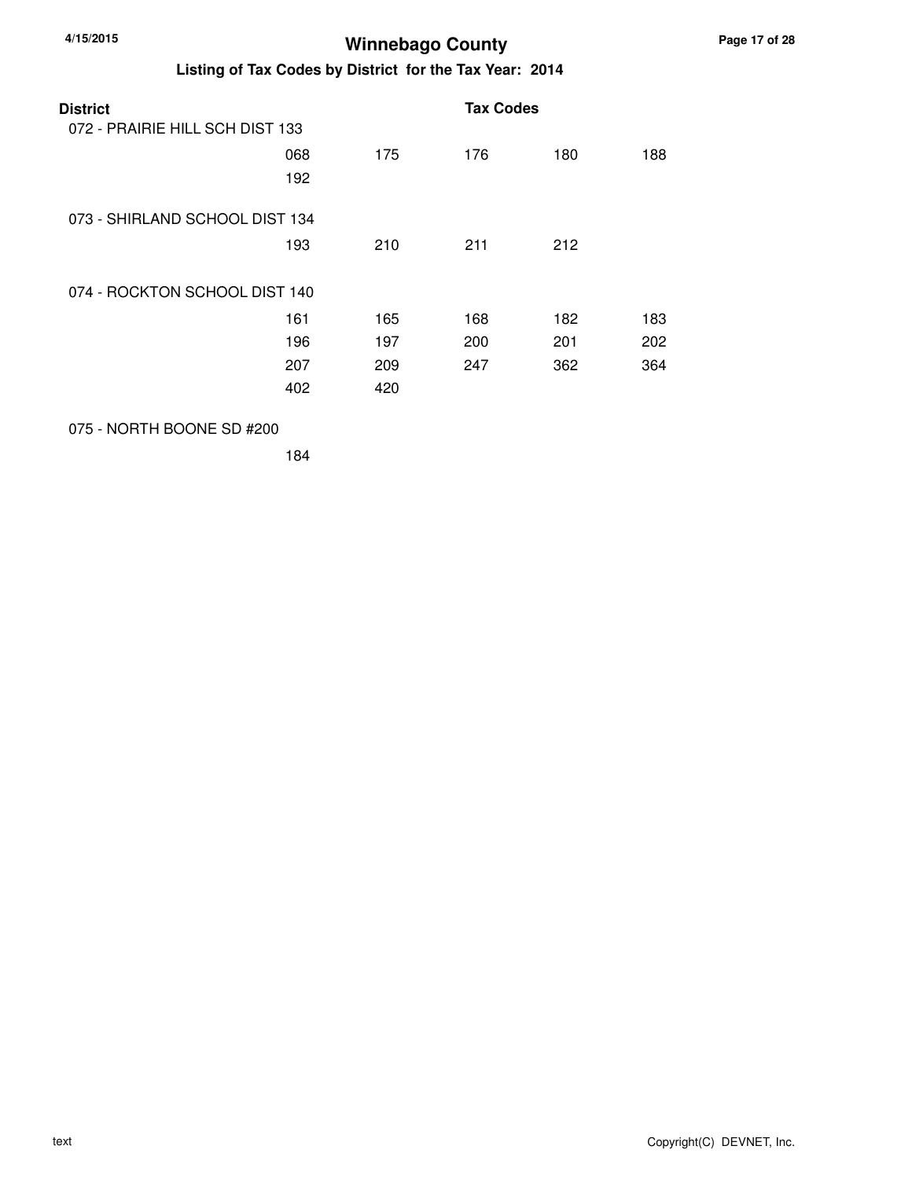# Winnebago County

## Listing of Tax Codes by District for the Tax Year: 2014

| District | Tax Codes | | | | |
|---|---|---|---|---|---|
| 072 - PRAIRIE HILL SCH DIST 133 | | | | | |
| | 068 | 175 | 176 | 180 | 188 |
| | 192 | | | | |
| 073 - SHIRLAND SCHOOL DIST 134 | | | | | |
| | 193 | 210 | 211 | 212 | |
| 074 - ROCKTON SCHOOL DIST 140 | | | | | |
| | 161 | 165 | 168 | 182 | 183 |
| | 196 | 197 | 200 | 201 | 202 |
| | 207 | 209 | 247 | 362 | 364 |
| | 402 | 420 | | | |
| 075 - NORTH BOONE SD #200 | | | | | |
| | 184 | | | | |

text

Copyright(C) DEVNET, Inc.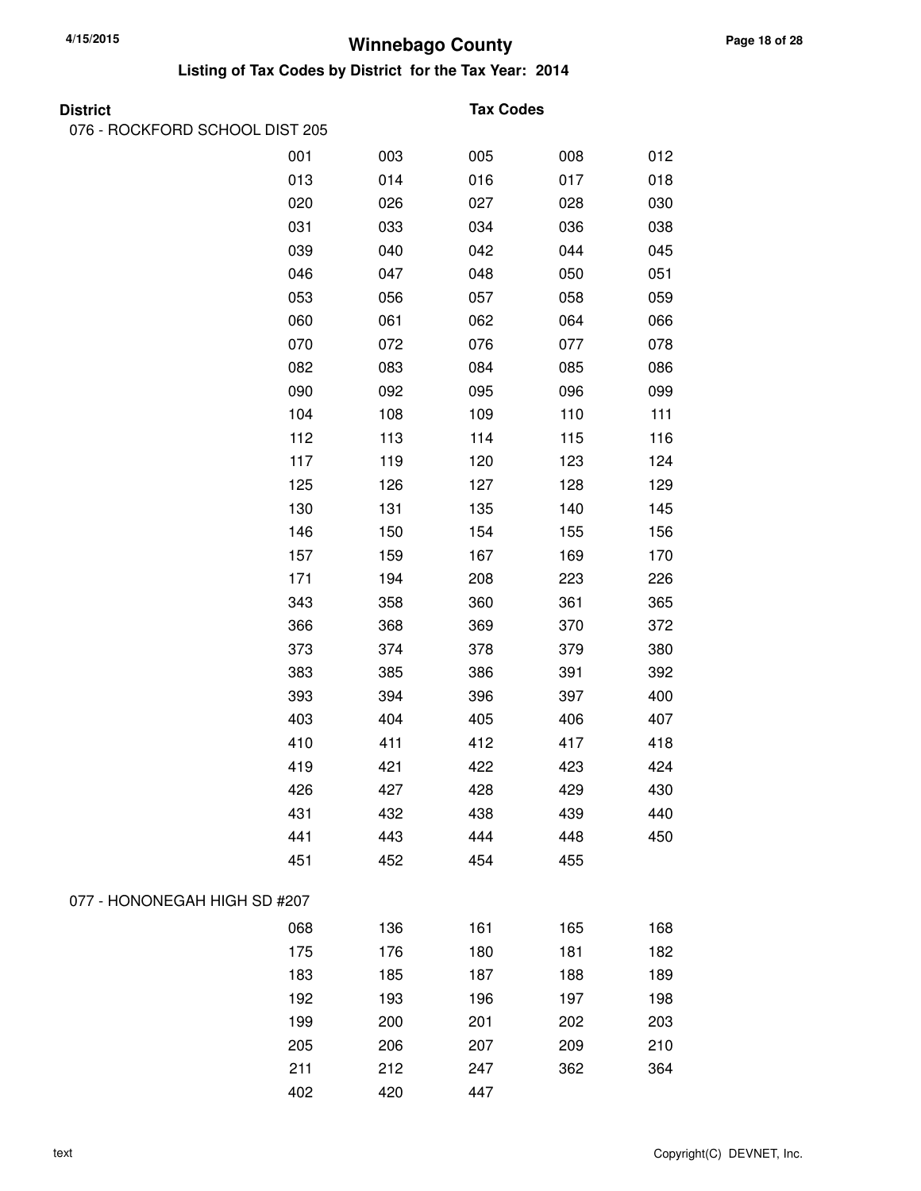# Winnebago County

## Listing of Tax Codes by District for the Tax Year: 2014

| District | Tax Codes | | | | |
|---|---|---|---|---|---|
| 076 - ROCKFORD SCHOOL DIST 205 | | | | | |
| | 001 | 003 | 005 | 008 | 012 |
| | 013 | 014 | 016 | 017 | 018 |
| | 020 | 026 | 027 | 028 | 030 |
| | 031 | 033 | 034 | 036 | 038 |
| | 039 | 040 | 042 | 044 | 045 |
| | 046 | 047 | 048 | 050 | 051 |
| | 053 | 056 | 057 | 058 | 059 |
| | 060 | 061 | 062 | 064 | 066 |
| | 070 | 072 | 076 | 077 | 078 |
| | 082 | 083 | 084 | 085 | 086 |
| | 090 | 092 | 095 | 096 | 099 |
| | 104 | 108 | 109 | 110 | 111 |
| | 112 | 113 | 114 | 115 | 116 |
| | 117 | 119 | 120 | 123 | 124 |
| | 125 | 126 | 127 | 128 | 129 |
| | 130 | 131 | 135 | 140 | 145 |
| | 146 | 150 | 154 | 155 | 156 |
| | 157 | 159 | 167 | 169 | 170 |
| | 171 | 194 | 208 | 223 | 226 |
| | 343 | 358 | 360 | 361 | 365 |
| | 366 | 368 | 369 | 370 | 372 |
| | 373 | 374 | 378 | 379 | 380 |
| | 383 | 385 | 386 | 391 | 392 |
| | 393 | 394 | 396 | 397 | 400 |
| | 403 | 404 | 405 | 406 | 407 |
| | 410 | 411 | 412 | 417 | 418 |
| | 419 | 421 | 422 | 423 | 424 |
| | 426 | 427 | 428 | 429 | 430 |
| | 431 | 432 | 438 | 439 | 440 |
| | 441 | 443 | 444 | 448 | 450 |
| | 451 | 452 | 454 | 455 | |
| 077 - HONONEGAH HIGH SD #207 | | | | | |
| | 068 | 136 | 161 | 165 | 168 |
| | 175 | 176 | 180 | 181 | 182 |
| | 183 | 185 | 187 | 188 | 189 |
| | 192 | 193 | 196 | 197 | 198 |
| | 199 | 200 | 201 | 202 | 203 |
| | 205 | 206 | 207 | 209 | 210 |
| | 211 | 212 | 247 | 362 | 364 |
| | 402 | 420 | 447 | | |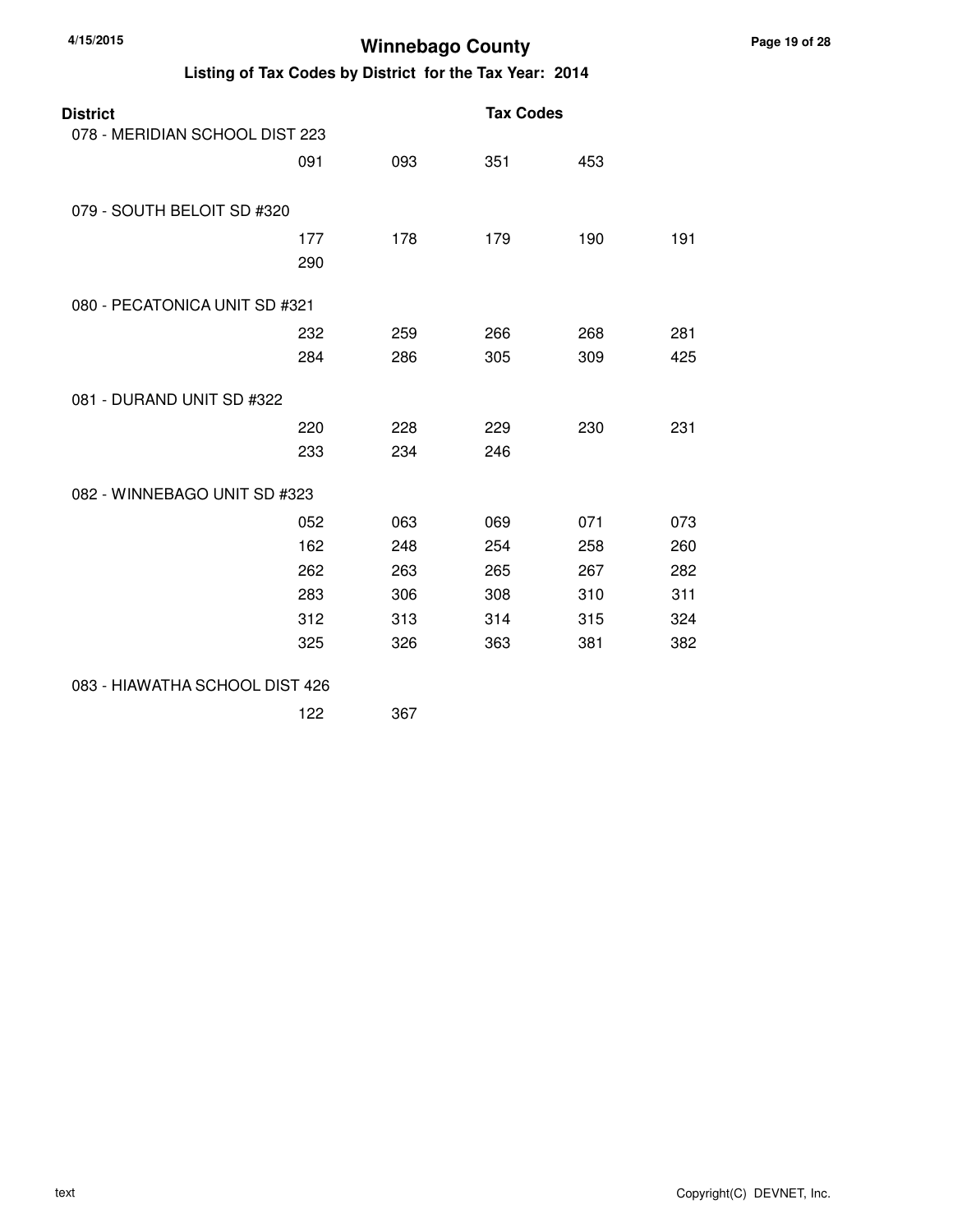# Winnebago County

## Listing of Tax Codes by District for the Tax Year: 2014

| District | Tax Codes | | | | |
|---|---|---|---|---|---|
| 078 - MERIDIAN SCHOOL DIST 223 | | | | | |
| | 091 | 093 | 351 | 453 | |
| 079 - SOUTH BELOIT SD #320 | | | | | |
| | 177 | 178 | 179 | 190 | 191 |
| | 290 | | | | |
| 080 - PECATONICA UNIT SD #321 | | | | | |
| | 232 | 259 | 266 | 268 | 281 |
| | 284 | 286 | 305 | 309 | 425 |
| 081 - DURAND UNIT SD #322 | | | | | |
| | 220 | 228 | 229 | 230 | 231 |
| | 233 | 234 | 246 | | |
| 082 - WINNEBAGO UNIT SD #323 | | | | | |
| | 052 | 063 | 069 | 071 | 073 |
| | 162 | 248 | 254 | 258 | 260 |
| | 262 | 263 | 265 | 267 | 282 |
| | 283 | 306 | 308 | 310 | 311 |
| | 312 | 313 | 314 | 315 | 324 |
| | 325 | 326 | 363 | 381 | 382 |
| 083 - HIAWATHA SCHOOL DIST 426 | | | | | |
| | 122 | 367 | | | |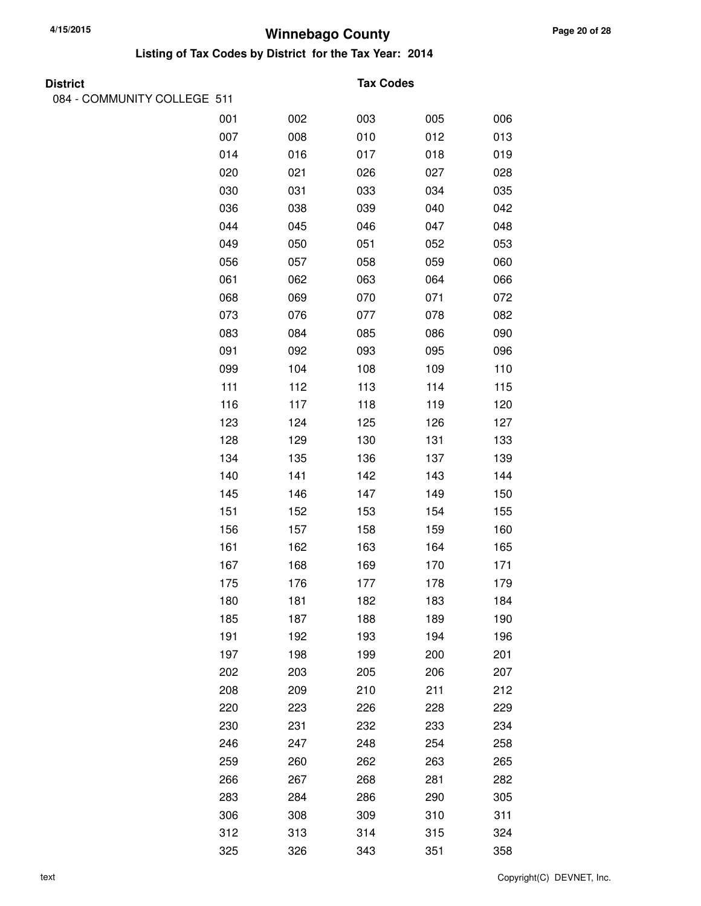# Winnebago County

## Listing of Tax Codes by District for the Tax Year: 2014

| District | | | Tax Codes | | |
|---|---|---|---|---|---|
| 084 - COMMUNITY COLLEGE 511 | | | | | |
| | 001 | 002 | 003 | 005 | 006 |
| | 007 | 008 | 010 | 012 | 013 |
| | 014 | 016 | 017 | 018 | 019 |
| | 020 | 021 | 026 | 027 | 028 |
| | 030 | 031 | 033 | 034 | 035 |
| | 036 | 038 | 039 | 040 | 042 |
| | 044 | 045 | 046 | 047 | 048 |
| | 049 | 050 | 051 | 052 | 053 |
| | 056 | 057 | 058 | 059 | 060 |
| | 061 | 062 | 063 | 064 | 066 |
| | 068 | 069 | 070 | 071 | 072 |
| | 073 | 076 | 077 | 078 | 082 |
| | 083 | 084 | 085 | 086 | 090 |
| | 091 | 092 | 093 | 095 | 096 |
| | 099 | 104 | 108 | 109 | 110 |
| | 111 | 112 | 113 | 114 | 115 |
| | 116 | 117 | 118 | 119 | 120 |
| | 123 | 124 | 125 | 126 | 127 |
| | 128 | 129 | 130 | 131 | 133 |
| | 134 | 135 | 136 | 137 | 139 |
| | 140 | 141 | 142 | 143 | 144 |
| | 145 | 146 | 147 | 149 | 150 |
| | 151 | 152 | 153 | 154 | 155 |
| | 156 | 157 | 158 | 159 | 160 |
| | 161 | 162 | 163 | 164 | 165 |
| | 167 | 168 | 169 | 170 | 171 |
| | 175 | 176 | 177 | 178 | 179 |
| | 180 | 181 | 182 | 183 | 184 |
| | 185 | 187 | 188 | 189 | 190 |
| | 191 | 192 | 193 | 194 | 196 |
| | 197 | 198 | 199 | 200 | 201 |
| | 202 | 203 | 205 | 206 | 207 |
| | 208 | 209 | 210 | 211 | 212 |
| | 220 | 223 | 226 | 228 | 229 |
| | 230 | 231 | 232 | 233 | 234 |
| | 246 | 247 | 248 | 254 | 258 |
| | 259 | 260 | 262 | 263 | 265 |
| | 266 | 267 | 268 | 281 | 282 |
| | 283 | 284 | 286 | 290 | 305 |
| | 306 | 308 | 309 | 310 | 311 |
| | 312 | 313 | 314 | 315 | 324 |
| | 325 | 326 | 343 | 351 | 358 |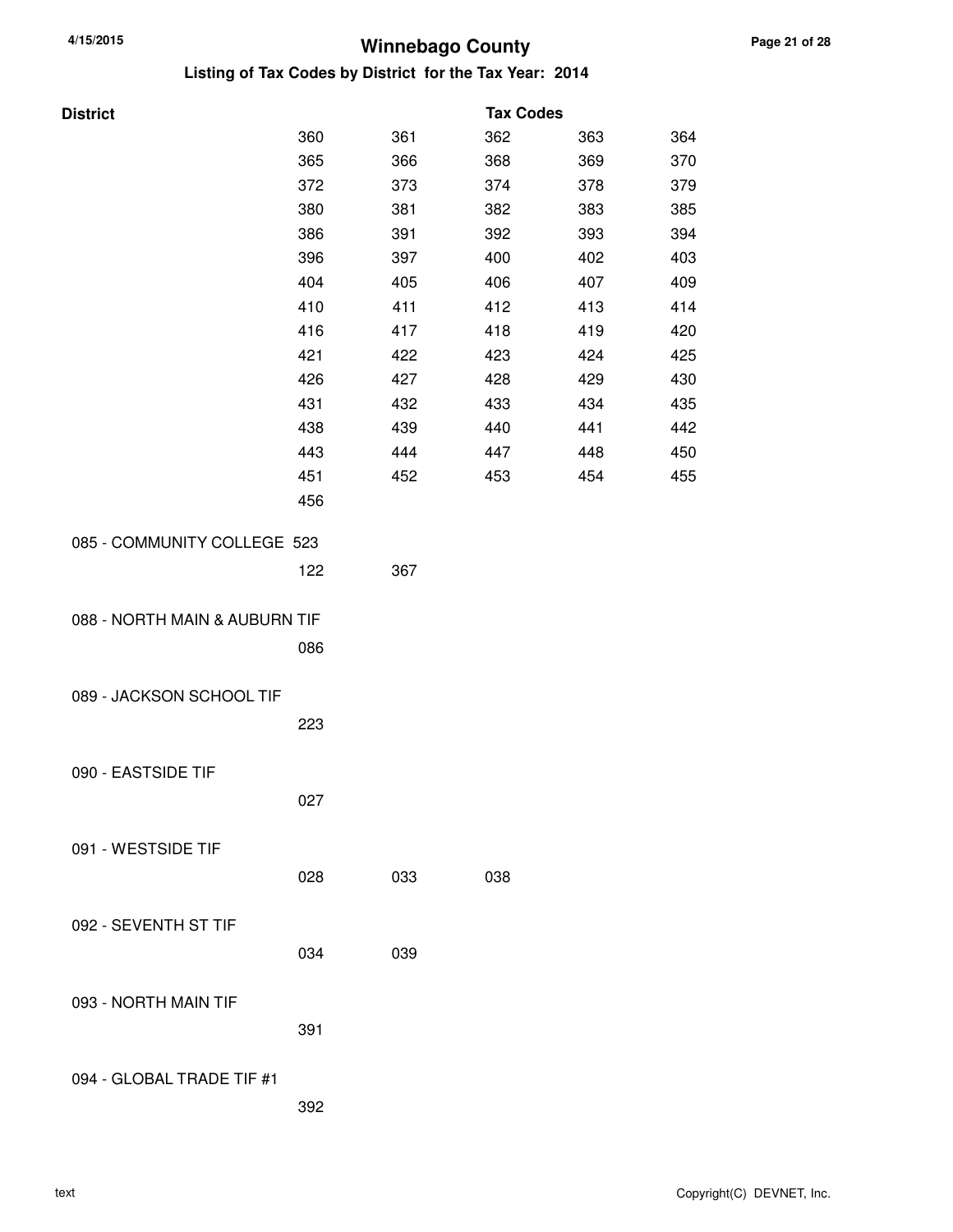## Winnebago County

### Listing of Tax Codes by District for the Tax Year: 2014

| District | Tax Codes | | | | |
|---|---|---|---|---|---|
| | 360 | 361 | 362 | 363 | 364 |
| | 365 | 366 | 368 | 369 | 370 |
| | 372 | 373 | 374 | 378 | 379 |
| | 380 | 381 | 382 | 383 | 385 |
| | 386 | 391 | 392 | 393 | 394 |
| | 396 | 397 | 400 | 402 | 403 |
| | 404 | 405 | 406 | 407 | 409 |
| | 410 | 411 | 412 | 413 | 414 |
| | 416 | 417 | 418 | 419 | 420 |
| | 421 | 422 | 423 | 424 | 425 |
| | 426 | 427 | 428 | 429 | 430 |
| | 431 | 432 | 433 | 434 | 435 |
| | 438 | 439 | 440 | 441 | 442 |
| | 443 | 444 | 447 | 448 | 450 |
| | 451 | 452 | 453 | 454 | 455 |
| | 456 | | | | |
| 085 - COMMUNITY COLLEGE 523 | | | | | |
| | 122 | 367 | | | |
| 088 - NORTH MAIN & AUBURN TIF | | | | | |
| | 086 | | | | |
| 089 - JACKSON SCHOOL TIF | | | | | |
| | 223 | | | | |
| 090 - EASTSIDE TIF | | | | | |
| | 027 | | | | |
| 091 - WESTSIDE TIF | | | | | |
| | 028 | 033 | 038 | | |
| 092 - SEVENTH ST TIF | | | | | |
| | 034 | 039 | | | |
| 093 - NORTH MAIN TIF | | | | | |
| | 391 | | | | |
| 094 - GLOBAL TRADE TIF #1 | | | | | |
| | 392 | | | | |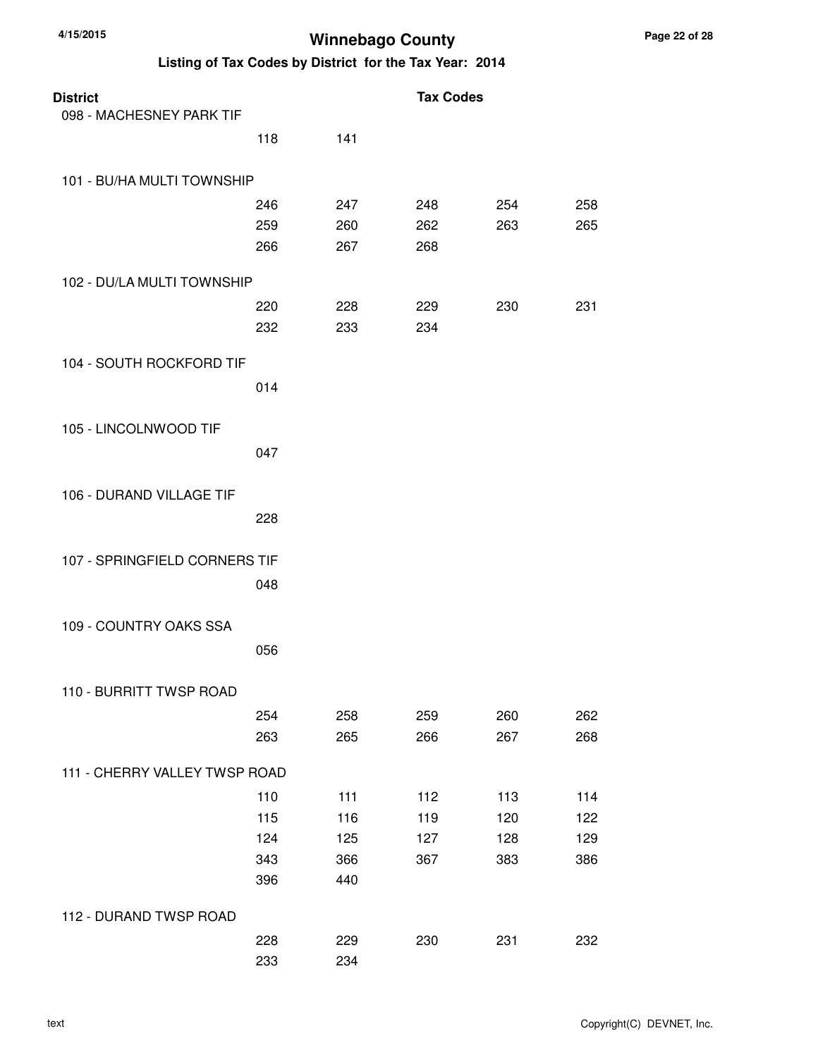# Winnebago County

## Listing of Tax Codes by District for the Tax Year: 2014

| District | | | Tax Codes | | |
|---|---|---|---|---|---|
| 098 - MACHESNEY PARK TIF | | | | | |
| | 118 | 141 | | | |
| 101 - BU/HA MULTI TOWNSHIP | | | | | |
| | 246 | 247 | 248 | 254 | 258 |
| | 259 | 260 | 262 | 263 | 265 |
| | 266 | 267 | 268 | | |
| 102 - DU/LA MULTI TOWNSHIP | | | | | |
| | 220 | 228 | 229 | 230 | 231 |
| | 232 | 233 | 234 | | |
| 104 - SOUTH ROCKFORD TIF | | | | | |
| | 014 | | | | |
| 105 - LINCOLNWOOD TIF | | | | | |
| | 047 | | | | |
| 106 - DURAND VILLAGE TIF | | | | | |
| | 228 | | | | |
| 107 - SPRINGFIELD CORNERS TIF | | | | | |
| | 048 | | | | |
| 109 - COUNTRY OAKS SSA | | | | | |
| | 056 | | | | |
| 110 - BURRITT TWSP ROAD | | | | | |
| | 254 | 258 | 259 | 260 | 262 |
| | 263 | 265 | 266 | 267 | 268 |
| 111 - CHERRY VALLEY TWSP ROAD | | | | | |
| | 110 | 111 | 112 | 113 | 114 |
| | 115 | 116 | 119 | 120 | 122 |
| | 124 | 125 | 127 | 128 | 129 |
| | 343 | 366 | 367 | 383 | 386 |
| | 396 | 440 | | | |
| 112 - DURAND TWSP ROAD | | | | | |
| | 228 | 229 | 230 | 231 | 232 |
| | 233 | 234 | | | |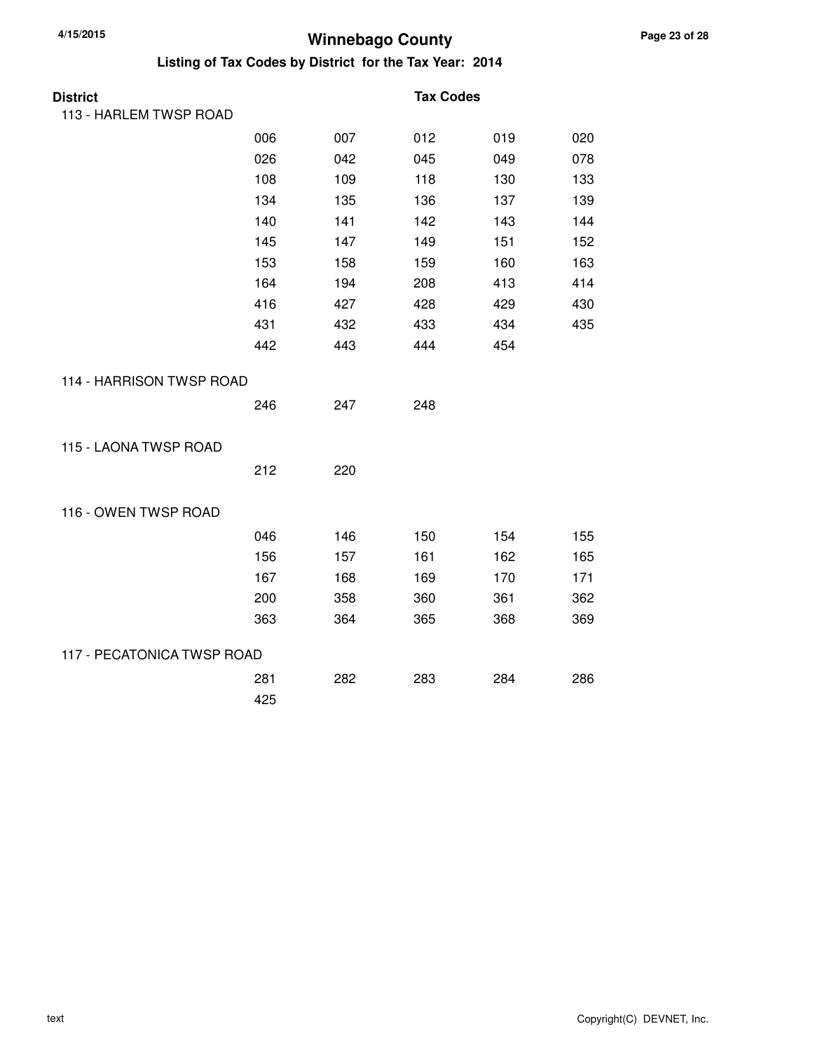# Winnebago County

## Listing of Tax Codes by District for the Tax Year: 2014

**District** / **Tax Codes**

### 113 - HARLEM TWSP ROAD

| | | | | |
|---|---|---|---|---|
| 006 | 007 | 012 | 019 | 020 |
| 026 | 042 | 045 | 049 | 078 |
| 108 | 109 | 118 | 130 | 133 |
| 134 | 135 | 136 | 137 | 139 |
| 140 | 141 | 142 | 143 | 144 |
| 145 | 147 | 149 | 151 | 152 |
| 153 | 158 | 159 | 160 | 163 |
| 164 | 194 | 208 | 413 | 414 |
| 416 | 427 | 428 | 429 | 430 |
| 431 | 432 | 433 | 434 | 435 |
| 442 | 443 | 444 | 454 | |

### 114 - HARRISON TWSP ROAD

| | | |
|---|---|---|
| 246 | 247 | 248 |

### 115 - LAONA TWSP ROAD

| | |
|---|---|
| 212 | 220 |

### 116 - OWEN TWSP ROAD

| | | | | |
|---|---|---|---|---|
| 046 | 146 | 150 | 154 | 155 |
| 156 | 157 | 161 | 162 | 165 |
| 167 | 168 | 169 | 170 | 171 |
| 200 | 358 | 360 | 361 | 362 |
| 363 | 364 | 365 | 368 | 369 |

### 117 - PECATONICA TWSP ROAD

| | | | | |
|---|---|---|---|---|
| 281 | 282 | 283 | 284 | 286 |
| 425 | | | | |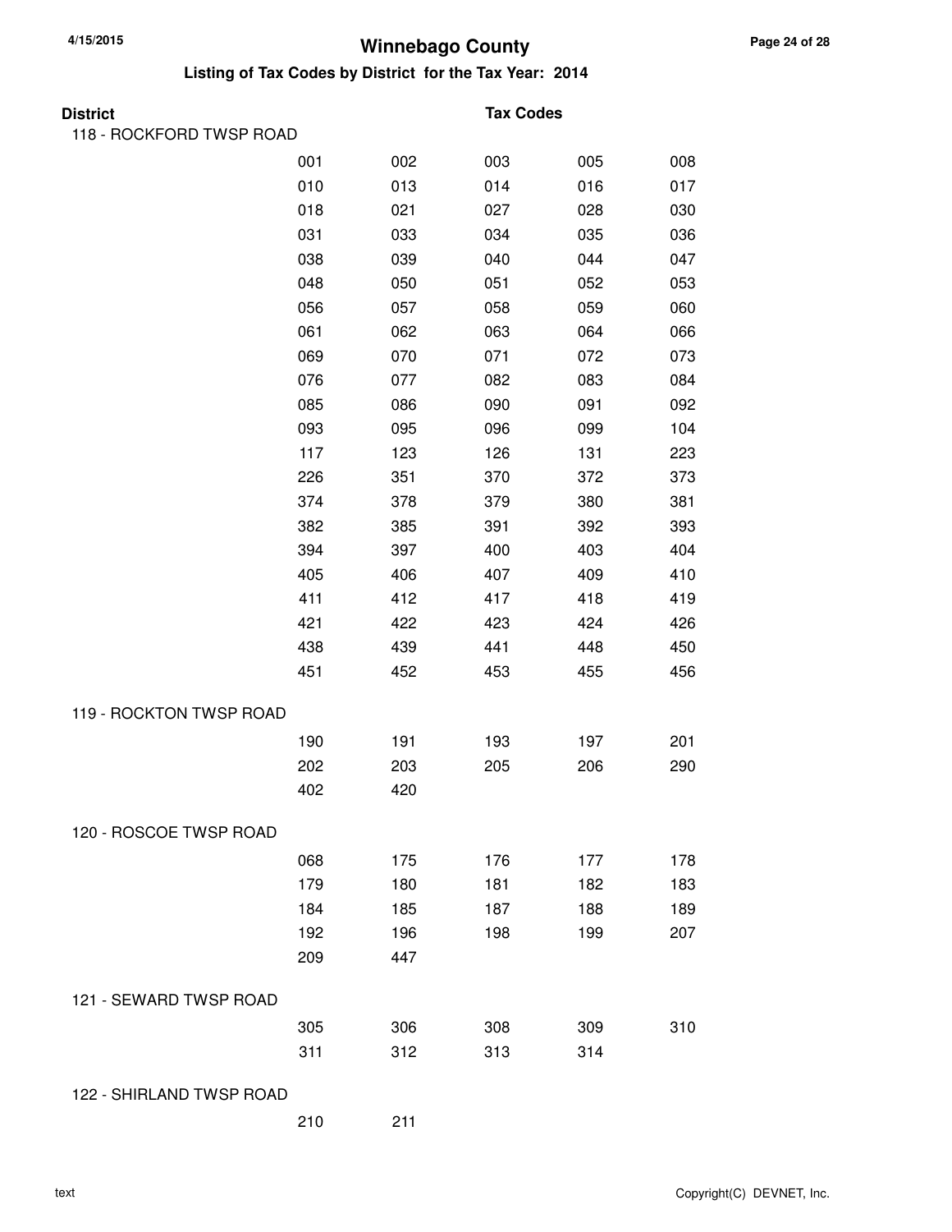# Winnebago County

## Listing of Tax Codes by District for the Tax Year: 2014

| District | Tax Codes | | | | |
|---|---|---|---|---|---|
| 118 - ROCKFORD TWSP ROAD | | | | | |
| | 001 | 002 | 003 | 005 | 008 |
| | 010 | 013 | 014 | 016 | 017 |
| | 018 | 021 | 027 | 028 | 030 |
| | 031 | 033 | 034 | 035 | 036 |
| | 038 | 039 | 040 | 044 | 047 |
| | 048 | 050 | 051 | 052 | 053 |
| | 056 | 057 | 058 | 059 | 060 |
| | 061 | 062 | 063 | 064 | 066 |
| | 069 | 070 | 071 | 072 | 073 |
| | 076 | 077 | 082 | 083 | 084 |
| | 085 | 086 | 090 | 091 | 092 |
| | 093 | 095 | 096 | 099 | 104 |
| | 117 | 123 | 126 | 131 | 223 |
| | 226 | 351 | 370 | 372 | 373 |
| | 374 | 378 | 379 | 380 | 381 |
| | 382 | 385 | 391 | 392 | 393 |
| | 394 | 397 | 400 | 403 | 404 |
| | 405 | 406 | 407 | 409 | 410 |
| | 411 | 412 | 417 | 418 | 419 |
| | 421 | 422 | 423 | 424 | 426 |
| | 438 | 439 | 441 | 448 | 450 |
| | 451 | 452 | 453 | 455 | 456 |
| 119 - ROCKTON TWSP ROAD | | | | | |
| | 190 | 191 | 193 | 197 | 201 |
| | 202 | 203 | 205 | 206 | 290 |
| | 402 | 420 | | | |
| 120 - ROSCOE TWSP ROAD | | | | | |
| | 068 | 175 | 176 | 177 | 178 |
| | 179 | 180 | 181 | 182 | 183 |
| | 184 | 185 | 187 | 188 | 189 |
| | 192 | 196 | 198 | 199 | 207 |
| | 209 | 447 | | | |
| 121 - SEWARD TWSP ROAD | | | | | |
| | 305 | 306 | 308 | 309 | 310 |
| | 311 | 312 | 313 | 314 | |
| 122 - SHIRLAND TWSP ROAD | | | | | |
| | 210 | 211 | | | |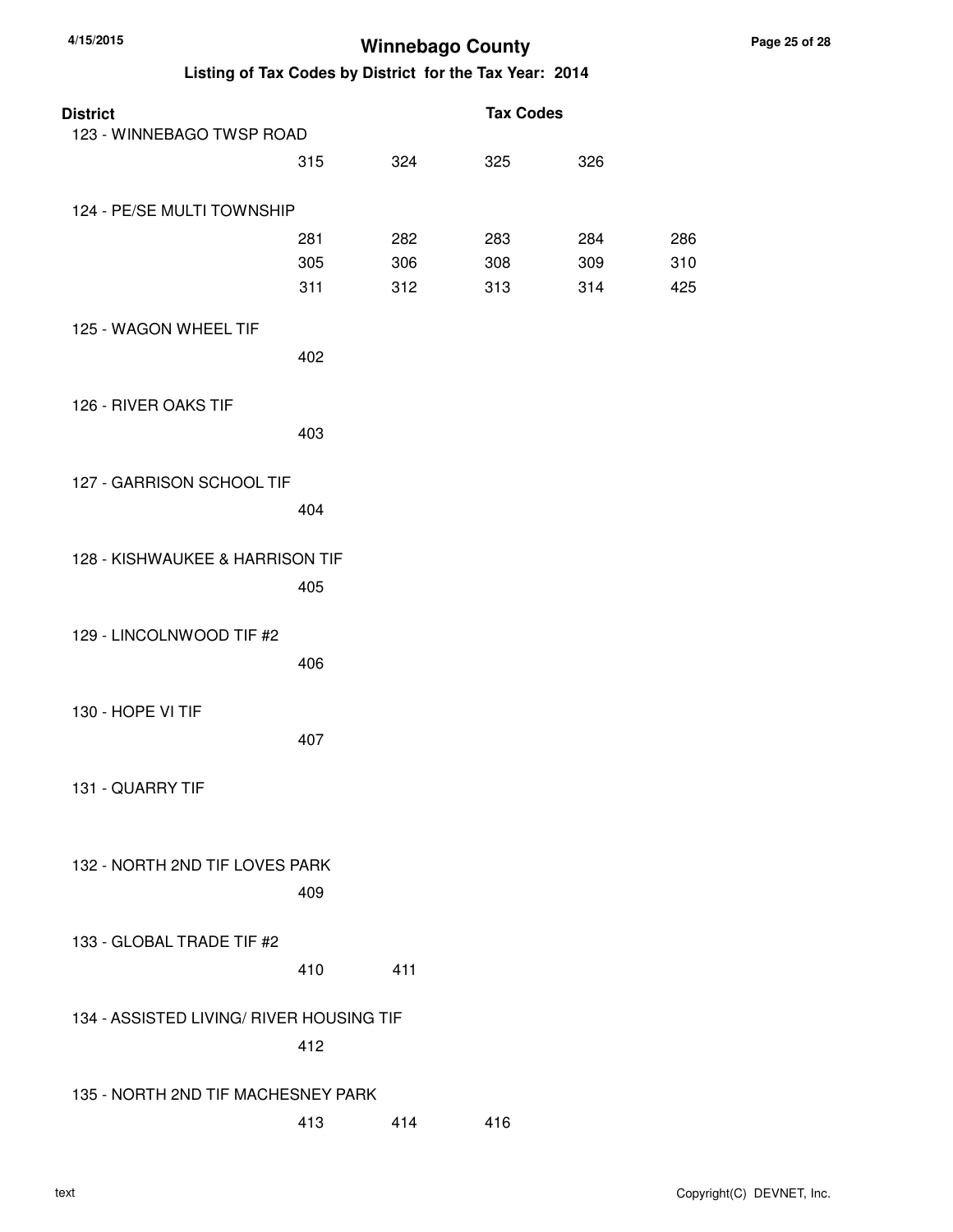# Winnebago County

## Listing of Tax Codes by District for the Tax Year: 2014

| District | Tax Codes | | | | |
|---|---|---|---|---|---|
| 123 - WINNEBAGO TWSP ROAD | | | | | |
| | 315 | 324 | 325 | 326 | |
| 124 - PE/SE MULTI TOWNSHIP | | | | | |
| | 281 | 282 | 283 | 284 | 286 |
| | 305 | 306 | 308 | 309 | 310 |
| | 311 | 312 | 313 | 314 | 425 |
| 125 - WAGON WHEEL TIF | | | | | |
| | 402 | | | | |
| 126 - RIVER OAKS TIF | | | | | |
| | 403 | | | | |
| 127 - GARRISON SCHOOL TIF | | | | | |
| | 404 | | | | |
| 128 - KISHWAUKEE & HARRISON TIF | | | | | |
| | 405 | | | | |
| 129 - LINCOLNWOOD TIF #2 | | | | | |
| | 406 | | | | |
| 130 - HOPE VI TIF | | | | | |
| | 407 | | | | |
| 131 - QUARRY TIF | | | | | |
| 132 - NORTH 2ND TIF LOVES PARK | | | | | |
| | 409 | | | | |
| 133 - GLOBAL TRADE TIF #2 | | | | | |
| | 410 | 411 | | | |
| 134 - ASSISTED LIVING/ RIVER HOUSING TIF | | | | | |
| | 412 | | | | |
| 135 - NORTH 2ND TIF MACHESNEY PARK | | | | | |
| | 413 | 414 | 416 | | |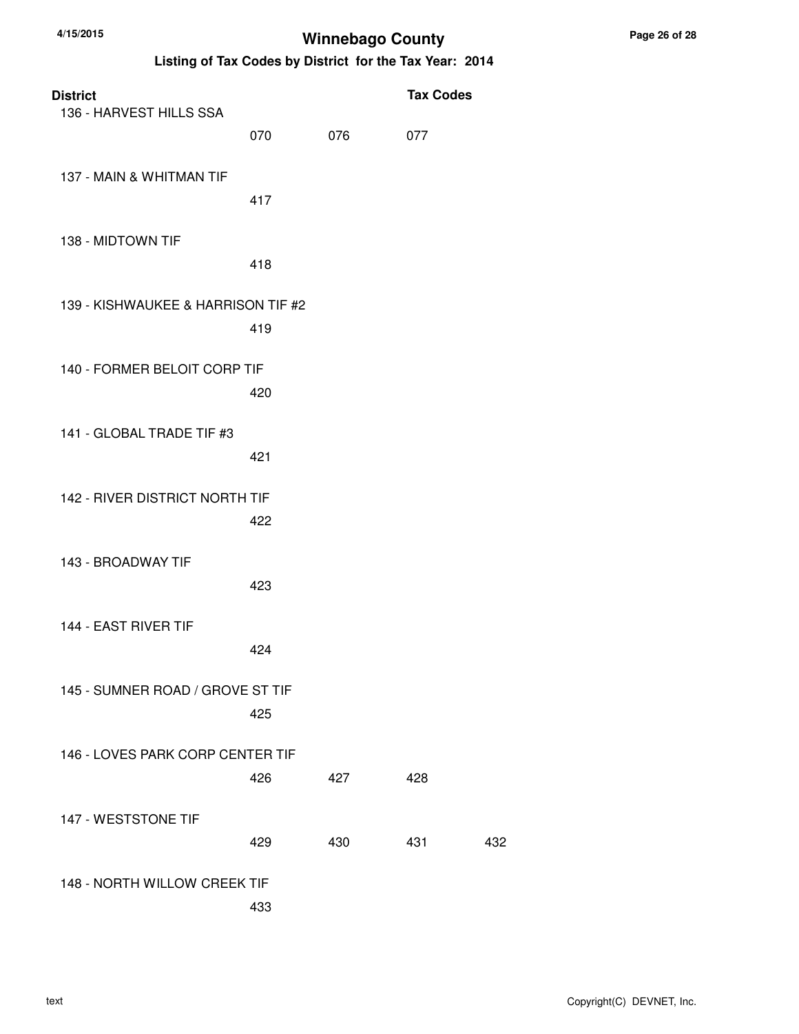# Winnebago County

## Listing of Tax Codes by District for the Tax Year: 2014

| District | Tax Codes | | | |
|---|---|---|---|---|
| 136 - HARVEST HILLS SSA | | | | |
| | 070 | 076 | 077 | |
| 137 - MAIN & WHITMAN TIF | | | | |
| | 417 | | | |
| 138 - MIDTOWN TIF | | | | |
| | 418 | | | |
| 139 - KISHWAUKEE & HARRISON TIF #2 | | | | |
| | 419 | | | |
| 140 - FORMER BELOIT CORP TIF | | | | |
| | 420 | | | |
| 141 - GLOBAL TRADE TIF #3 | | | | |
| | 421 | | | |
| 142 - RIVER DISTRICT NORTH TIF | | | | |
| | 422 | | | |
| 143 - BROADWAY TIF | | | | |
| | 423 | | | |
| 144 - EAST RIVER TIF | | | | |
| | 424 | | | |
| 145 - SUMNER ROAD / GROVE ST TIF | | | | |
| | 425 | | | |
| 146 - LOVES PARK CORP CENTER TIF | | | | |
| | 426 | 427 | 428 | |
| 147 - WESTSTONE TIF | | | | |
| | 429 | 430 | 431 | 432 |
| 148 - NORTH WILLOW CREEK TIF | | | | |
| | 433 | | | |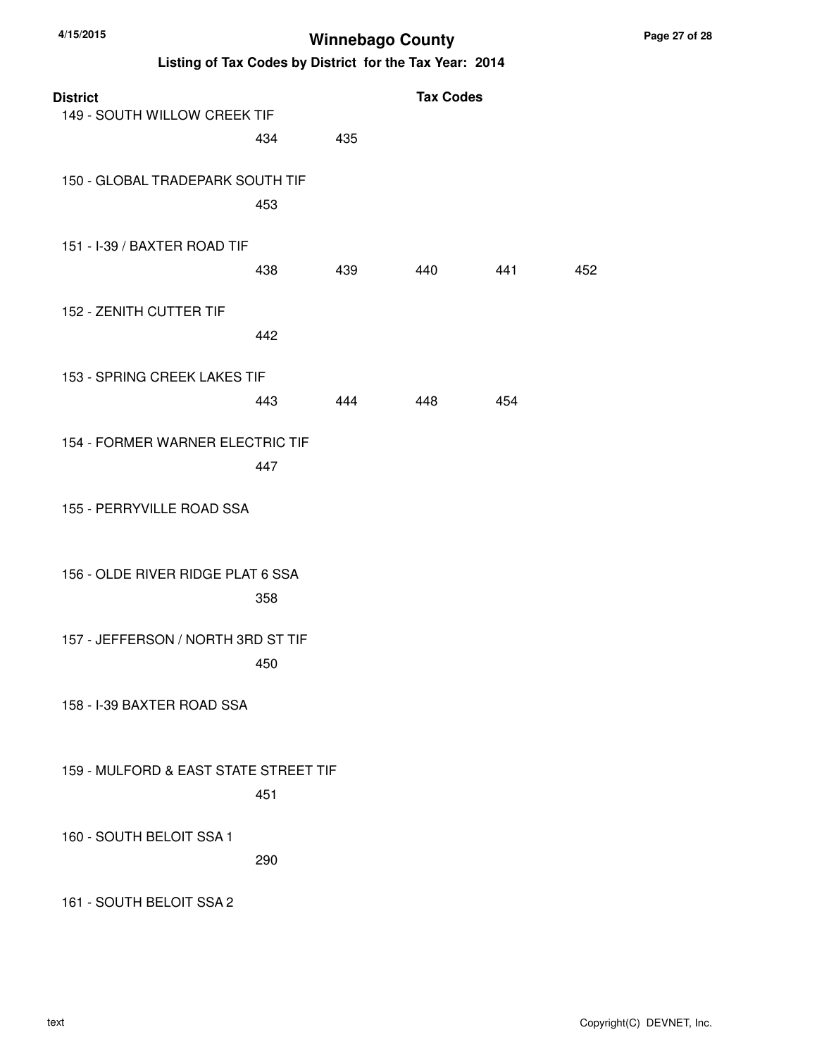# Winnebago County

## Listing of Tax Codes by District for the Tax Year: 2014

| District | Tax Codes | | | | |
|---|---|---|---|---|---|
| 149 - SOUTH WILLOW CREEK TIF | | | | | |
| | 434 | 435 | | | |
| 150 - GLOBAL TRADEPARK SOUTH TIF | | | | | |
| | 453 | | | | |
| 151 - I-39 / BAXTER ROAD TIF | | | | | |
| | 438 | 439 | 440 | 441 | 452 |
| 152 - ZENITH CUTTER TIF | | | | | |
| | 442 | | | | |
| 153 - SPRING CREEK LAKES TIF | | | | | |
| | 443 | 444 | 448 | 454 | |
| 154 - FORMER WARNER ELECTRIC TIF | | | | | |
| | 447 | | | | |
| 155 - PERRYVILLE ROAD SSA | | | | | |
| 156 - OLDE RIVER RIDGE PLAT 6 SSA | | | | | |
| | 358 | | | | |
| 157 - JEFFERSON / NORTH 3RD ST TIF | | | | | |
| | 450 | | | | |
| 158 - I-39 BAXTER ROAD SSA | | | | | |
| 159 - MULFORD & EAST STATE STREET TIF | | | | | |
| | 451 | | | | |
| 160 - SOUTH BELOIT SSA 1 | | | | | |
| | 290 | | | | |
| 161 - SOUTH BELOIT SSA 2 | | | | | |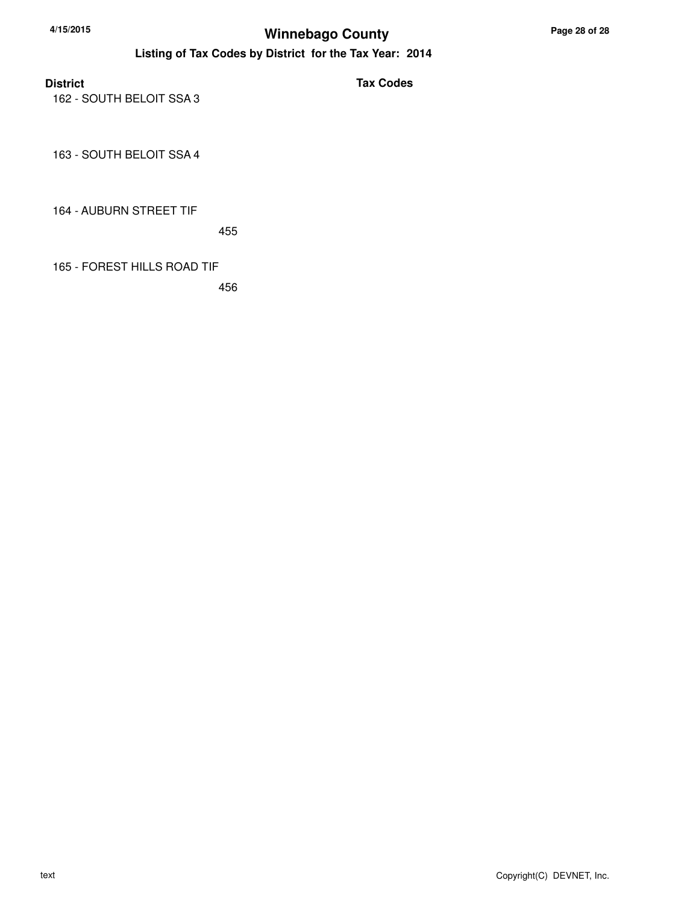# Winnebago County

## Listing of Tax Codes by District for the Tax Year: 2014

| District | Tax Codes |
|---|---|
| 162 - SOUTH BELOIT SSA 3 | |
| 163 - SOUTH BELOIT SSA 4 | |
| 164 - AUBURN STREET TIF | 455 |
| 165 - FOREST HILLS ROAD TIF | 456 |

text

Copyright(C) DEVNET, Inc.